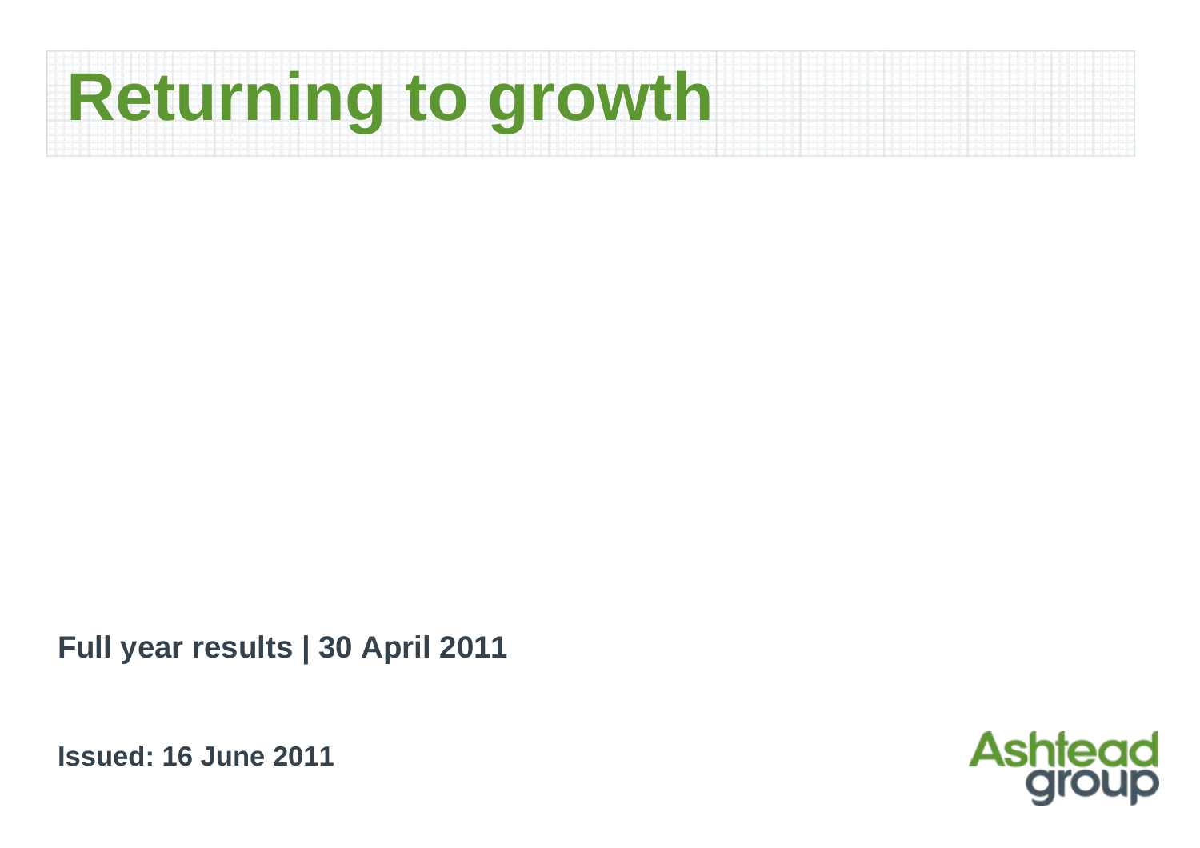# Returning to growth

**Full year results | 30 April 2011**

**Issued: 16 June 2011**

Ashtead group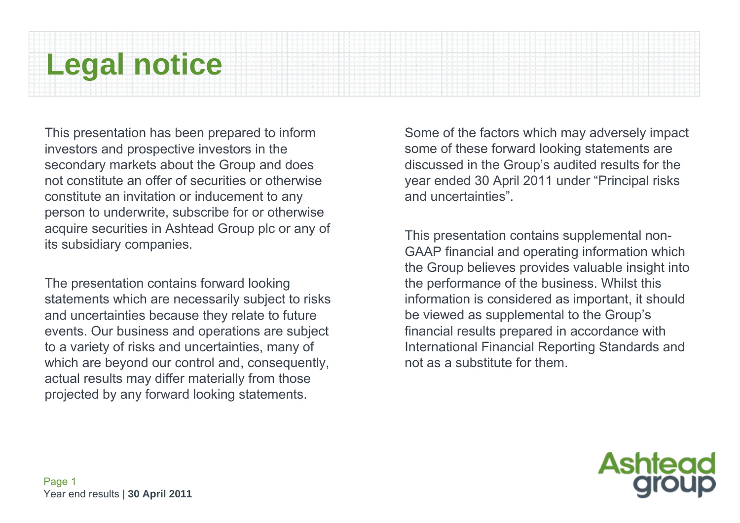# Legal notice

This presentation has been prepared to inform investors and prospective investors in the secondary markets about the Group and does not constitute an offer of securities or otherwise constitute an invitation or inducement to any person to underwrite, subscribe for or otherwise acquire securities in Ashtead Group plc or any of its subsidiary companies.

The presentation contains forward looking statements which are necessarily subject to risks and uncertainties because they relate to future events. Our business and operations are subject to a variety of risks and uncertainties, many of which are beyond our control and, consequently, actual results may differ materially from those projected by any forward looking statements.

Some of the factors which may adversely impact some of these forward looking statements are discussed in the Group's audited results for the year ended 30 April 2011 under "Principal risks and uncertainties".

This presentation contains supplemental non-GAAP financial and operating information which the Group believes provides valuable insight into the performance of the business. Whilst this information is considered as important, it should be viewed as supplemental to the Group's financial results prepared in accordance with International Financial Reporting Standards and not as a substitute for them.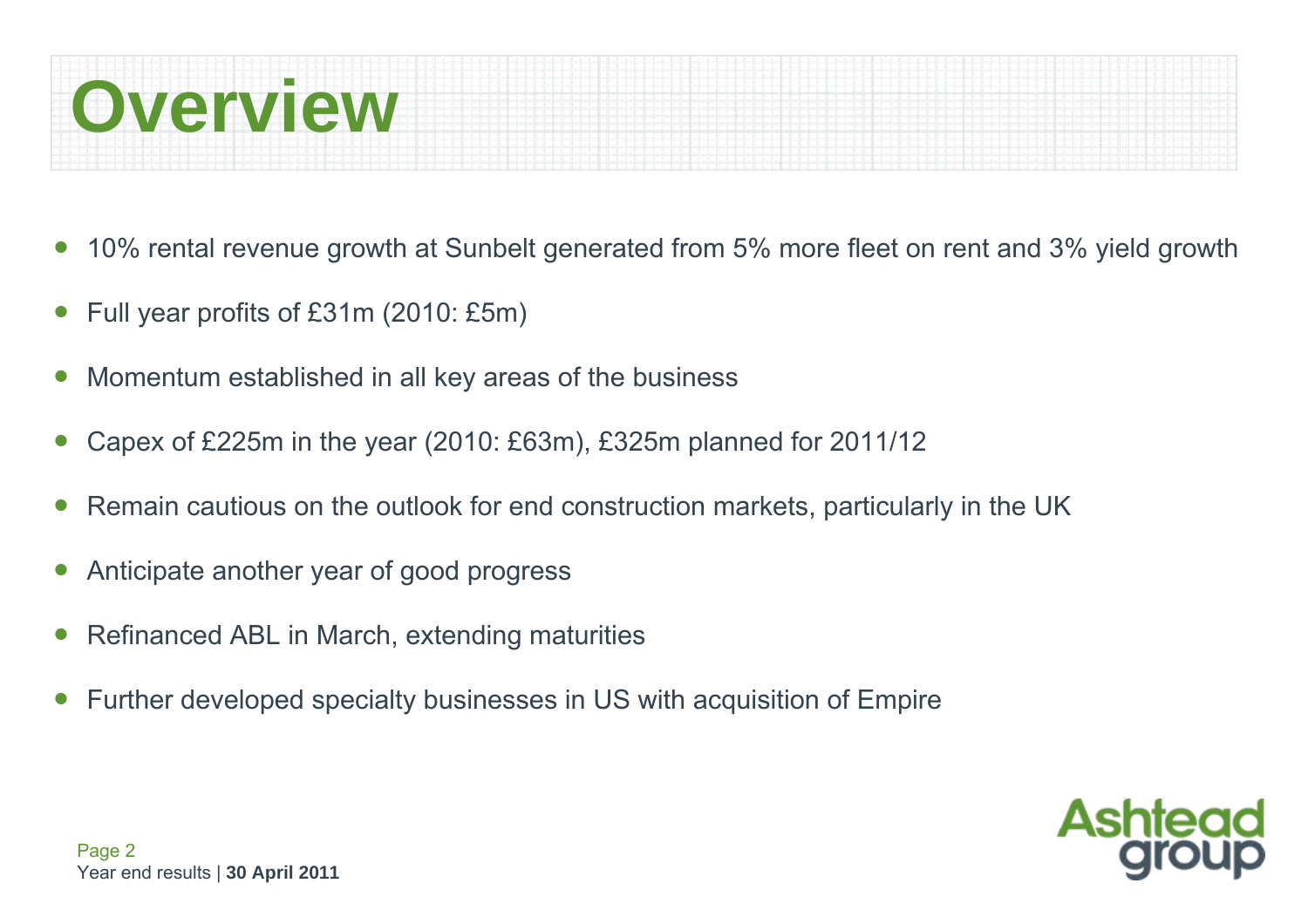# Overview

- 10% rental revenue growth at Sunbelt generated from 5% more fleet on rent and 3% yield growth
- Full year profits of £31m (2010: £5m)
- Momentum established in all key areas of the business
- Capex of £225m in the year (2010: £63m), £325m planned for 2011/12
- Remain cautious on the outlook for end construction markets, particularly in the UK
- Anticipate another year of good progress
- Refinanced ABL in March, extending maturities
- Further developed specialty businesses in US with acquisition of Empire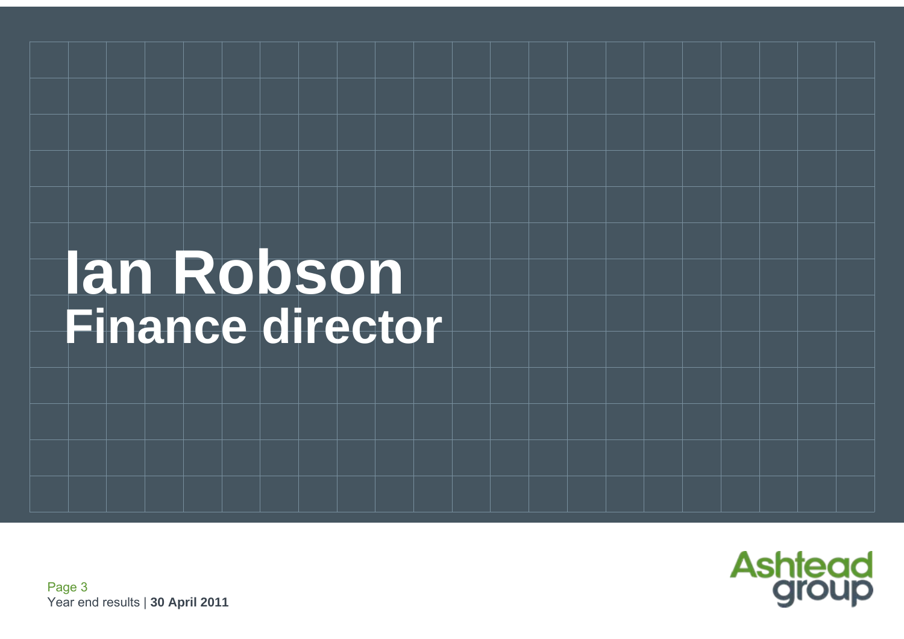# Ian Robson
## Finance director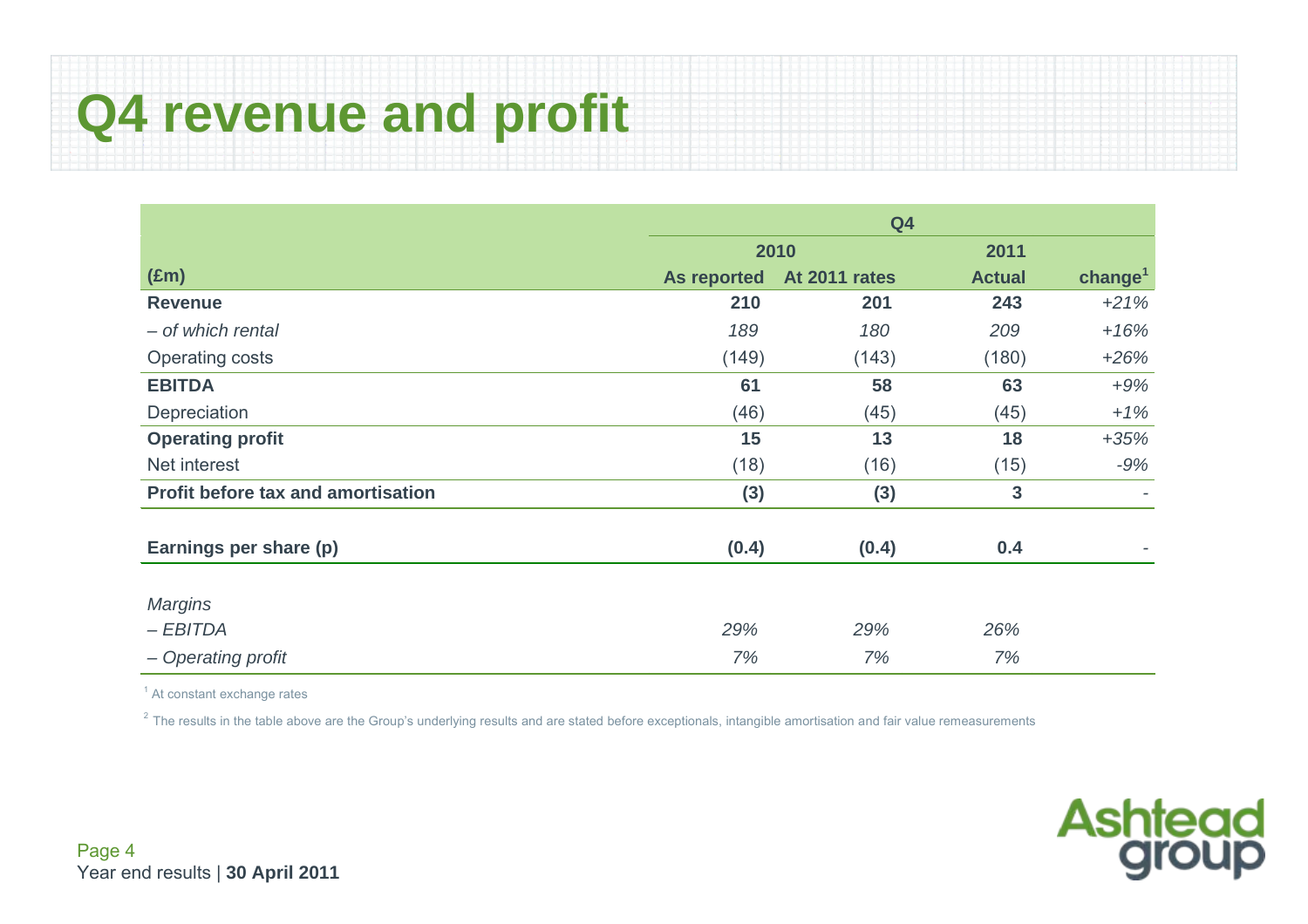# Q4 revenue and profit

| | Q4 | | | |
|---|---|---|---|---|
| | 2010 | | 2011 | |
| (£m) | As reported | At 2011 rates | Actual | change[1] |
| **Revenue** | **210** | **201** | **243** | *+21%* |
| *– of which rental* | *189* | *180* | *209* | *+16%* |
| Operating costs | (149) | (143) | (180) | *+26%* |
| **EBITDA** | **61** | **58** | **63** | *+9%* |
| Depreciation | (46) | (45) | (45) | *+1%* |
| **Operating profit** | **15** | **13** | **18** | *+35%* |
| Net interest | (18) | (16) | (15) | *-9%* |
| **Profit before tax and amortisation** | **(3)** | **(3)** | **3** | - |
| | | | | |
| **Earnings per share (p)** | **(0.4)** | **(0.4)** | **0.4** | - |
| | | | | |
| *Margins* | | | | |
| *– EBITDA* | *29%* | *29%* | *26%* | |
| *– Operating profit* | *7%* | *7%* | *7%* | |

[1] At constant exchange rates

[2] The results in the table above are the Group's underlying results and are stated before exceptionals, intangible amortisation and fair value remeasurements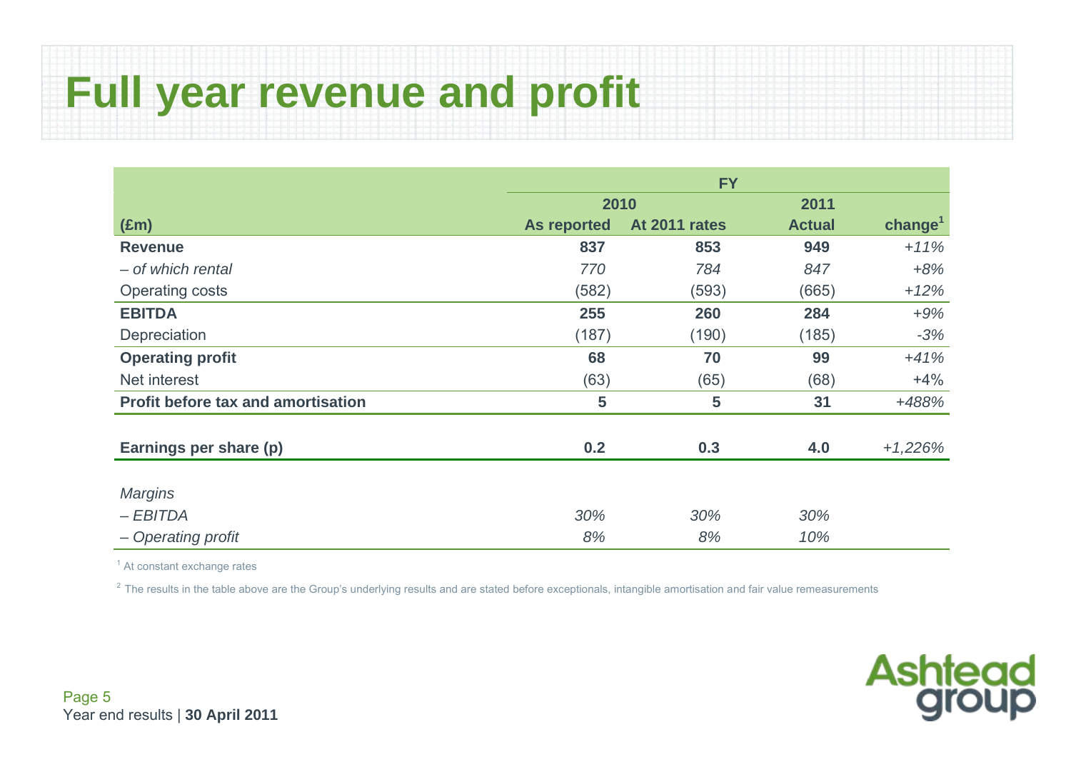# Full year revenue and profit

| | FY | | | |
|---|---|---|---|---|
| | 2010 | | 2011 | |
| (£m) | As reported | At 2011 rates | Actual | change[1] |
| **Revenue** | **837** | **853** | **949** | *+11%* |
| *– of which rental* | *770* | *784* | *847* | *+8%* |
| Operating costs | (582) | (593) | (665) | *+12%* |
| **EBITDA** | **255** | **260** | **284** | *+9%* |
| Depreciation | (187) | (190) | (185) | *-3%* |
| **Operating profit** | **68** | **70** | **99** | *+41%* |
| Net interest | (63) | (65) | (68) | +4% |
| **Profit before tax and amortisation** | **5** | **5** | **31** | *+488%* |
| | | | | |
| **Earnings per share (p)** | **0.2** | **0.3** | **4.0** | *+1,226%* |
| | | | | |
| *Margins* | | | | |
| *– EBITDA* | *30%* | *30%* | *30%* | |
| *– Operating profit* | *8%* | *8%* | *10%* | |

[1] At constant exchange rates

[2] The results in the table above are the Group's underlying results and are stated before exceptionals, intangible amortisation and fair value remeasurements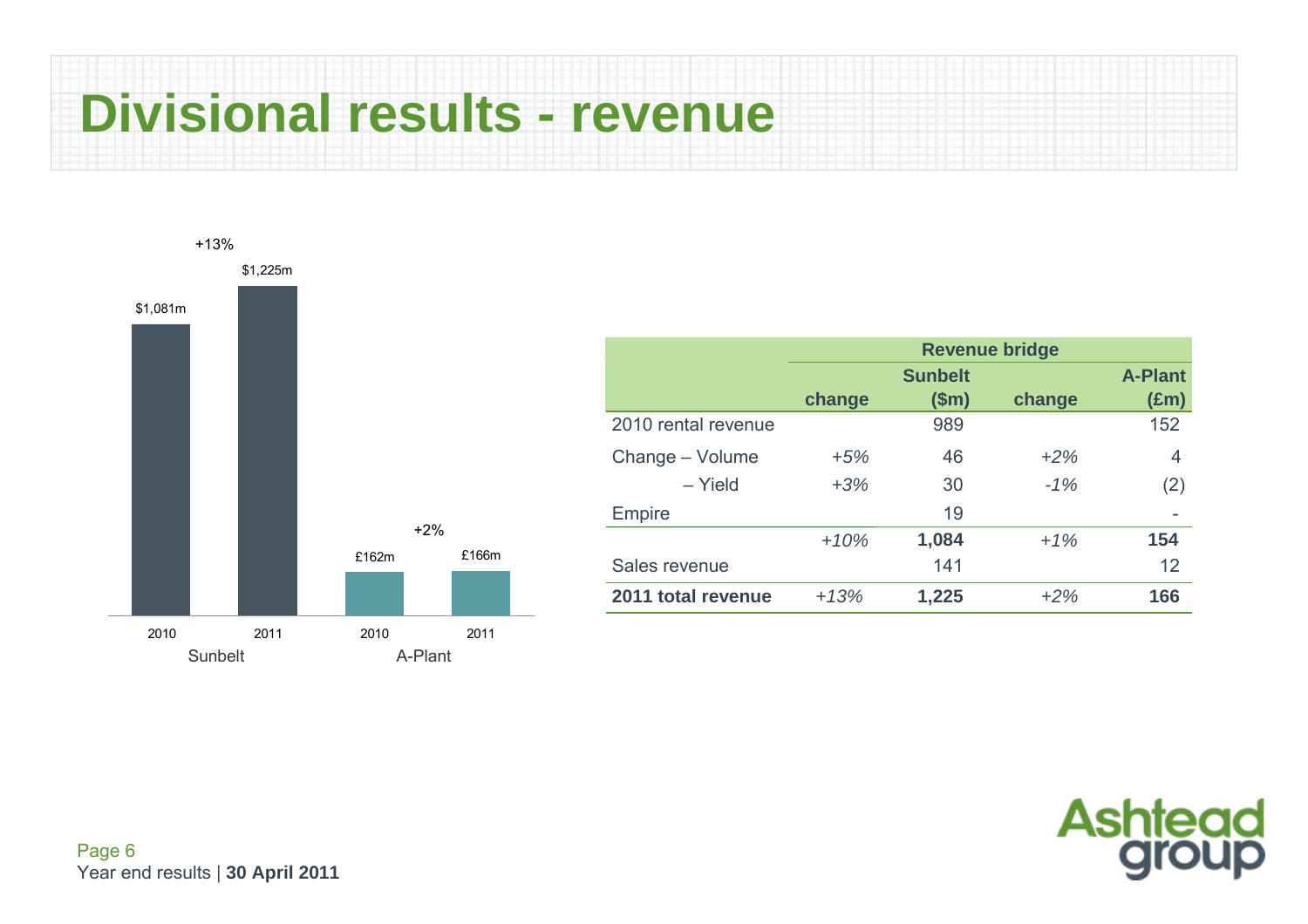# Divisional results - revenue

+13%

| | Sunbelt 2010 | Sunbelt 2011 | A-Plant 2010 | A-Plant 2011 |
|---|---|---|---|---|
| Revenue | $1,081m | $1,225m | £162m | £166m |

+2%

| | Revenue bridge | | | |
|---|---|---|---|---|
| | change | Sunbelt ($m) | change | A-Plant (£m) |
| 2010 rental revenue | | 989 | | 152 |
| Change – Volume | *+5%* | 46 | *+2%* | 4 |
| – Yield | *+3%* | 30 | *-1%* | (2) |
| Empire | | 19 | | - |
| | *+10%* | **1,084** | *+1%* | **154** |
| Sales revenue | | 141 | | 12 |
| **2011 total revenue** | *+13%* | **1,225** | *+2%* | **166** |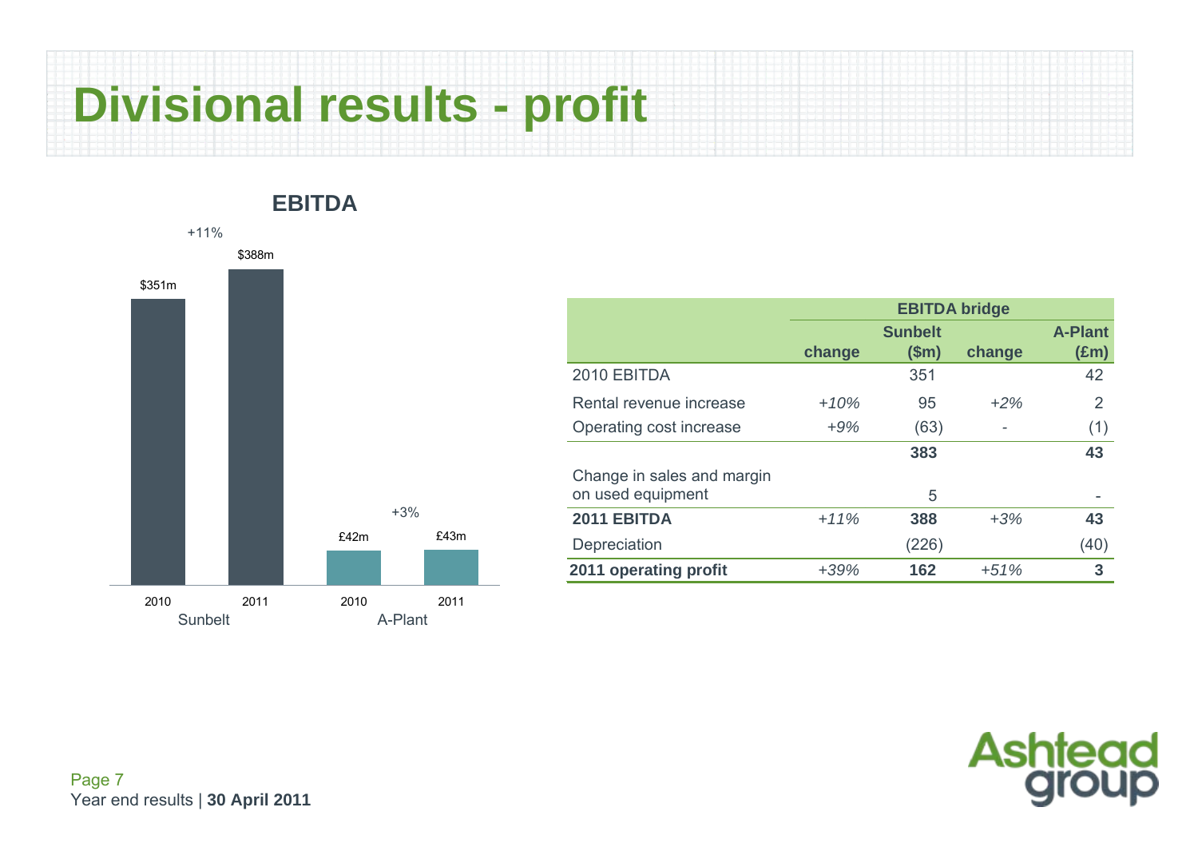# Divisional results - profit

## EBITDA

| | Sunbelt 2010 | Sunbelt 2011 | A-Plant 2010 | A-Plant 2011 |
|---|---|---|---|---|
| EBITDA | $351m | $388m | £42m | £43m |
| Change | | +11% | | +3% |

| | EBITDA bridge | | | |
|---|---|---|---|---|
| | change | Sunbelt ($m) | change | A-Plant (£m) |
| 2010 EBITDA | | 351 | | 42 |
| Rental revenue increase | *+10%* | 95 | *+2%* | 2 |
| Operating cost increase | *+9%* | (63) | - | (1) |
| | | **383** | | **43** |
| Change in sales and margin on used equipment | | 5 | | - |
| **2011 EBITDA** | *+11%* | **388** | *+3%* | **43** |
| Depreciation | | (226) | | (40) |
| **2011 operating profit** | *+39%* | **162** | *+51%* | **3** |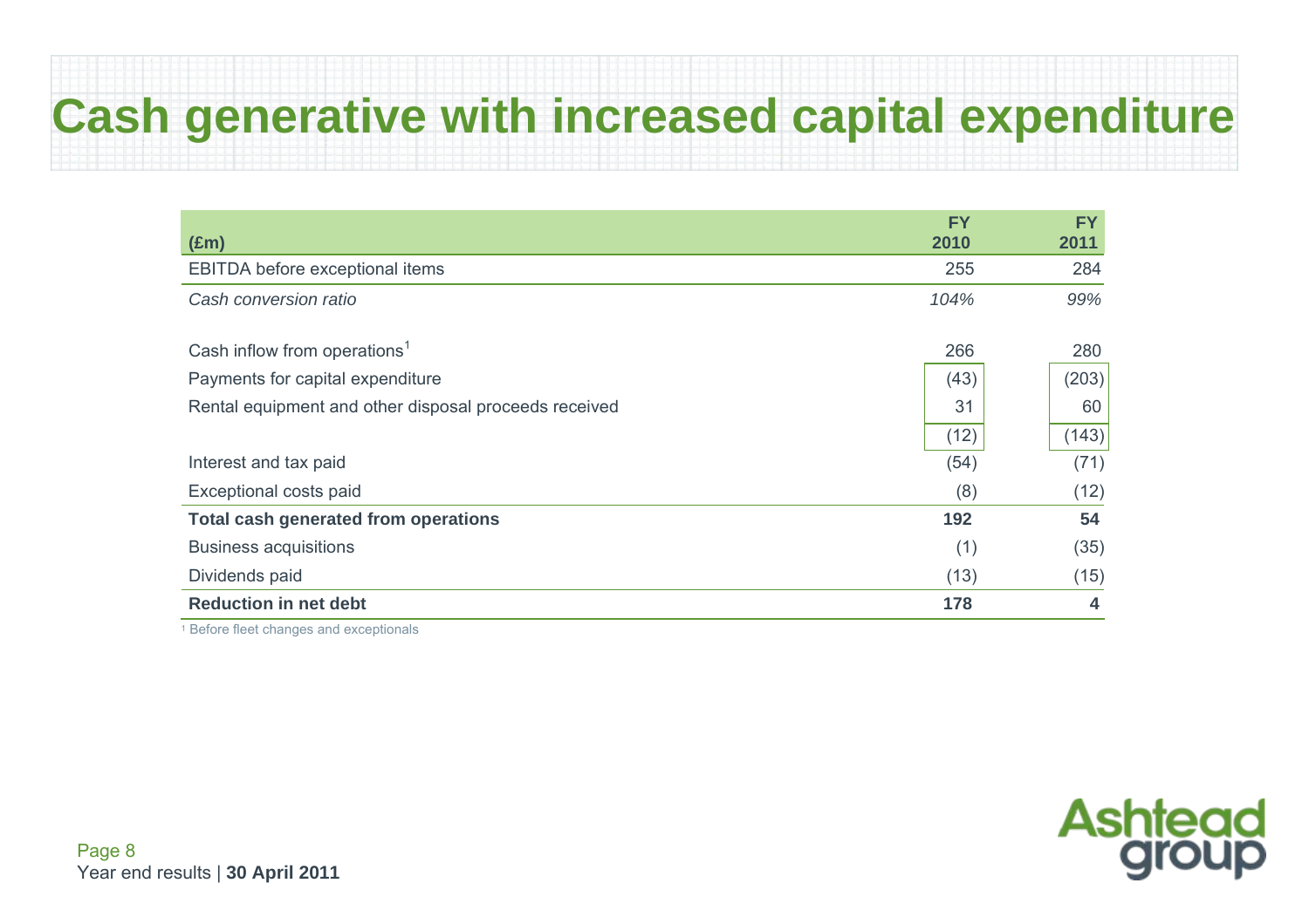# Cash generative with increased capital expenditure

| (£m) | FY 2010 | FY 2011 |
|---|---|---|
| EBITDA before exceptional items | 255 | 284 |
| *Cash conversion ratio* | *104%* | *99%* |
| | | |
| Cash inflow from operations[1] | 266 | 280 |
| Payments for capital expenditure | (43) | (203) |
| Rental equipment and other disposal proceeds received | 31 | 60 |
| | (12) | (143) |
| Interest and tax paid | (54) | (71) |
| Exceptional costs paid | (8) | (12) |
| **Total cash generated from operations** | **192** | **54** |
| Business acquisitions | (1) | (35) |
| Dividends paid | (13) | (15) |
| **Reduction in net debt** | **178** | **4** |

[1] Before fleet changes and exceptionals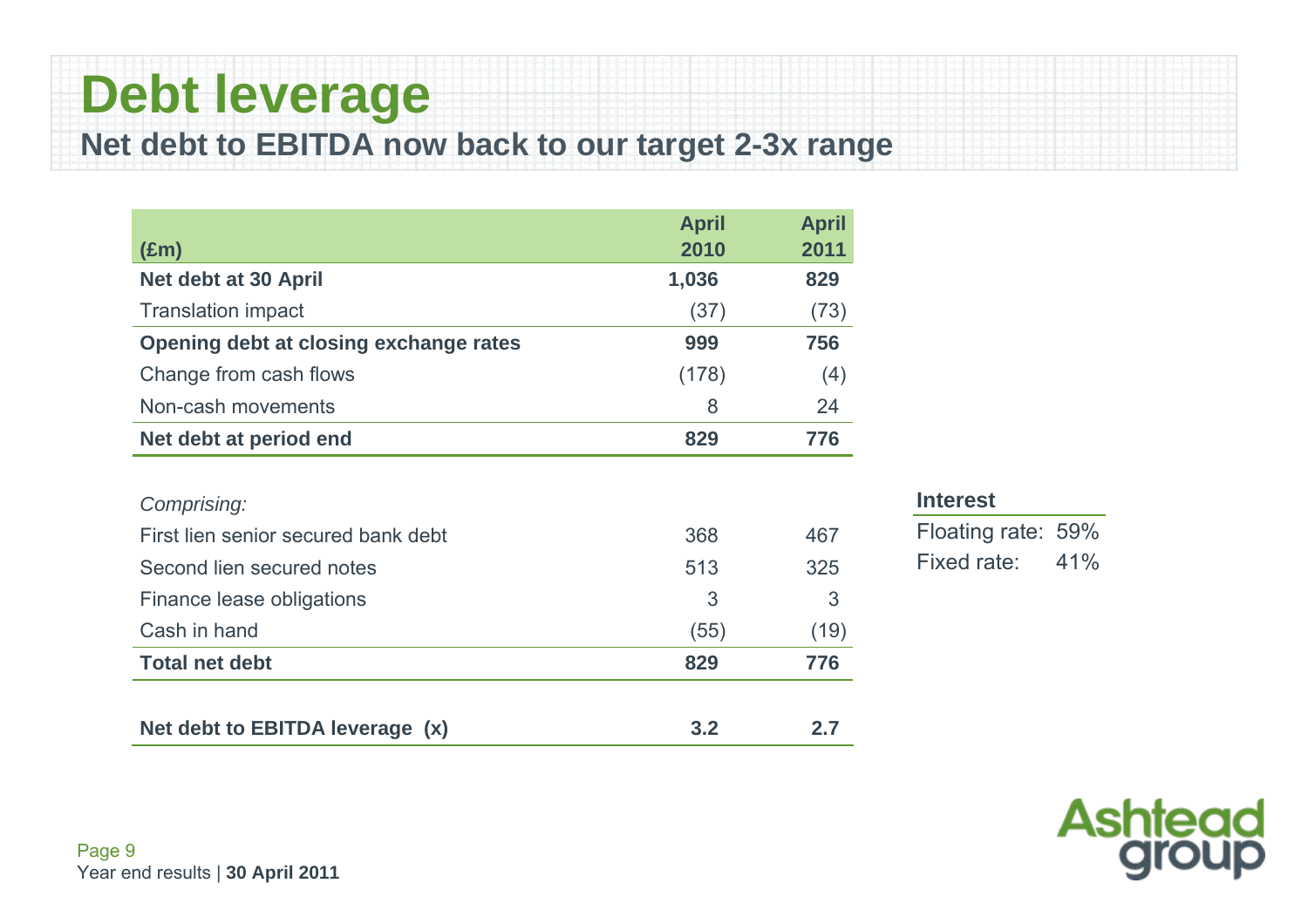# Debt leverage

## Net debt to EBITDA now back to our target 2-3x range

| (£m) | April 2010 | April 2011 |
|---|---|---|
| **Net debt at 30 April** | **1,036** | **829** |
| Translation impact | (37) | (73) |
| **Opening debt at closing exchange rates** | **999** | **756** |
| Change from cash flows | (178) | (4) |
| Non-cash movements | 8 | 24 |
| **Net debt at period end** | **829** | **776** |
| | | |
| *Comprising:* | | |
| First lien senior secured bank debt | 368 | 467 |
| Second lien secured notes | 513 | 325 |
| Finance lease obligations | 3 | 3 |
| Cash in hand | (55) | (19) |
| **Total net debt** | **829** | **776** |
| | | |
| **Net debt to EBITDA leverage (x)** | **3.2** | **2.7** |

| **Interest** | |
|---|---|
| Floating rate: | 59% |
| Fixed rate: | 41% |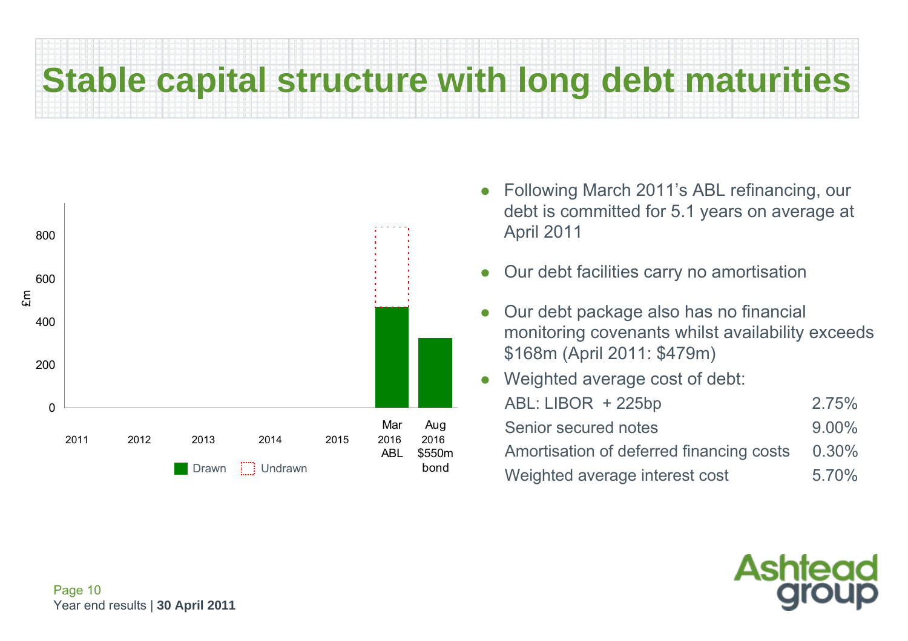# Stable capital structure with long debt maturities

£m

| | 2011 | 2012 | 2013 | 2014 | 2015 | Mar 2016 ABL | Aug 2016 $550m bond |
|---|---|---|---|---|---|---|---|

Drawn | Undrawn

- Following March 2011's ABL refinancing, our debt is committed for 5.1 years on average at April 2011
- Our debt facilities carry no amortisation
- Our debt package also has no financial monitoring covenants whilst availability exceeds $168m (April 2011: $479m)
- Weighted average cost of debt:

| | |
|---|---|
| ABL: LIBOR + 225bp | 2.75% |
| Senior secured notes | 9.00% |
| Amortisation of deferred financing costs | 0.30% |
| Weighted average interest cost | 5.70% |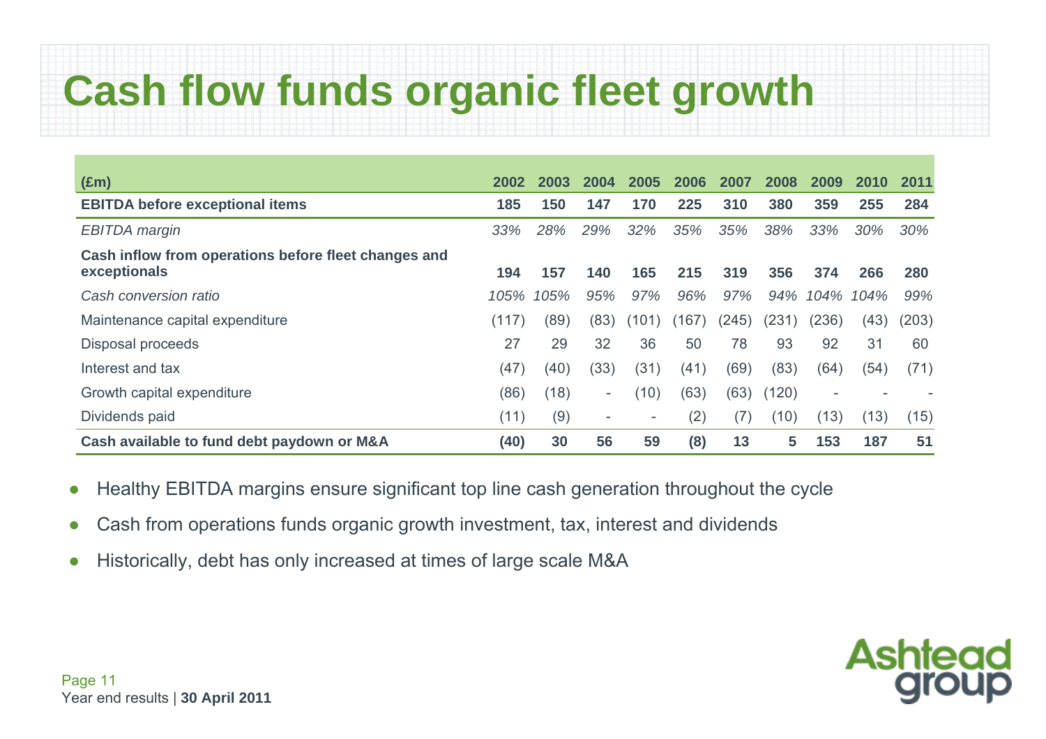# Cash flow funds organic fleet growth

| (£m) | 2002 | 2003 | 2004 | 2005 | 2006 | 2007 | 2008 | 2009 | 2010 | 2011 |
|---|---|---|---|---|---|---|---|---|---|---|
| **EBITDA before exceptional items** | **185** | **150** | **147** | **170** | **225** | **310** | **380** | **359** | **255** | **284** |
| *EBITDA margin* | *33%* | *28%* | *29%* | *32%* | *35%* | *35%* | *38%* | *33%* | *30%* | *30%* |
| **Cash inflow from operations before fleet changes and exceptionals** | **194** | **157** | **140** | **165** | **215** | **319** | **356** | **374** | **266** | **280** |
| *Cash conversion ratio* | *105%* | *105%* | *95%* | *97%* | *96%* | *97%* | *94%* | *104%* | *104%* | *99%* |
| Maintenance capital expenditure | (117) | (89) | (83) | (101) | (167) | (245) | (231) | (236) | (43) | (203) |
| Disposal proceeds | 27 | 29 | 32 | 36 | 50 | 78 | 93 | 92 | 31 | 60 |
| Interest and tax | (47) | (40) | (33) | (31) | (41) | (69) | (83) | (64) | (54) | (71) |
| Growth capital expenditure | (86) | (18) | - | (10) | (63) | (63) | (120) | - | - | - |
| Dividends paid | (11) | (9) | - | - | (2) | (7) | (10) | (13) | (13) | (15) |
| **Cash available to fund debt paydown or M&A** | **(40)** | **30** | **56** | **59** | **(8)** | **13** | **5** | **153** | **187** | **51** |

- Healthy EBITDA margins ensure significant top line cash generation throughout the cycle
- Cash from operations funds organic growth investment, tax, interest and dividends
- Historically, debt has only increased at times of large scale M&A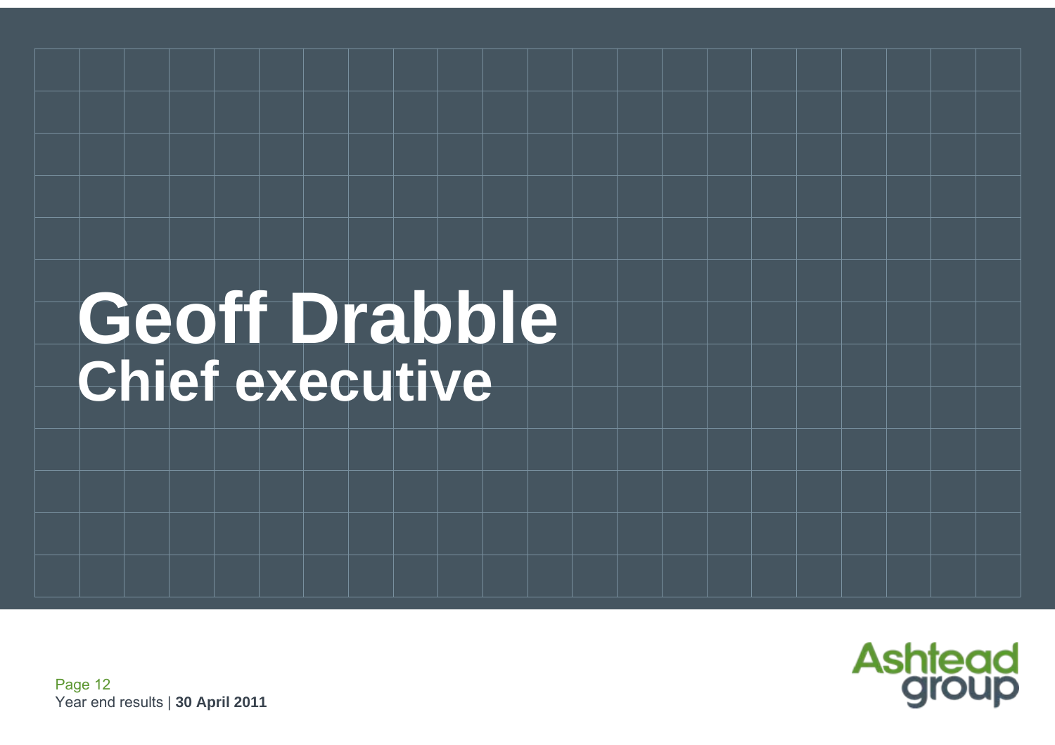# Geoff Drabble

## Chief executive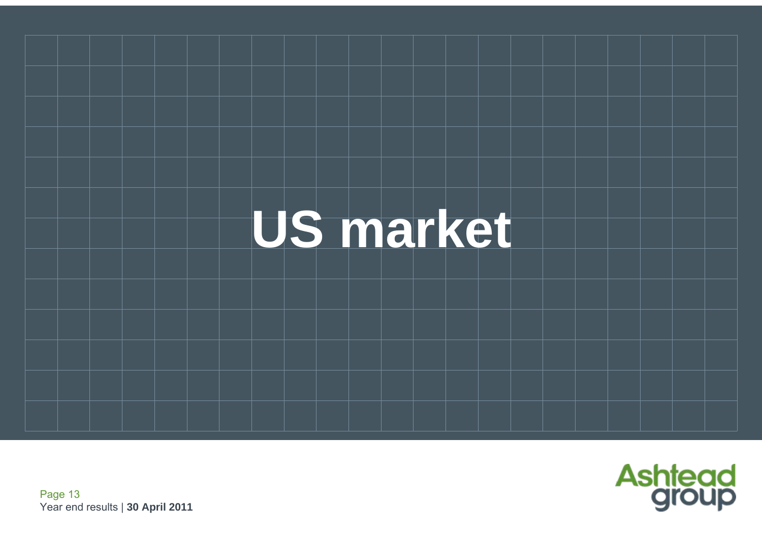# US market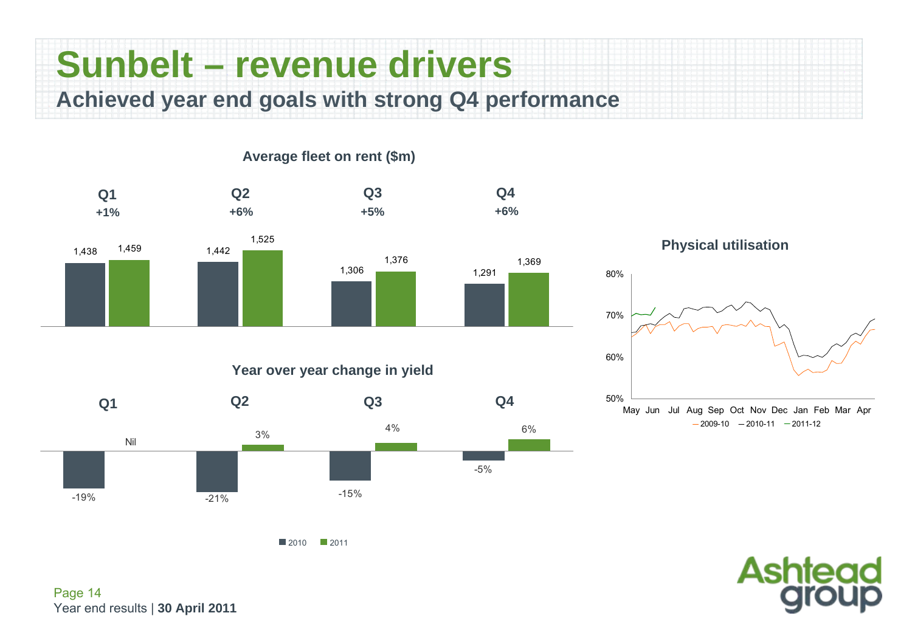# Sunbelt – revenue drivers

## Achieved year end goals with strong Q4 performance

### Average fleet on rent ($m)

| | Q1 | Q2 | Q3 | Q4 |
|---|---|---|---|---|
| Change | +1% | +6% | +5% | +6% |
| 2010 | 1,438 | 1,442 | 1,306 | 1,291 |
| 2011 | 1,459 | 1,525 | 1,376 | 1,369 |

### Year over year change in yield

| | Q1 | Q2 | Q3 | Q4 |
|---|---|---|---|---|
| 2010 | -19% | -21% | -15% | -5% |
| 2011 | Nil | 3% | 4% | 6% |

### Physical utilisation

Y-axis: 50%, 60%, 70%, 80%

X-axis: May, Jun, Jul, Aug, Sep, Oct, Nov, Dec, Jan, Feb, Mar, Apr

Legend: 2009-10, 2010-11, 2011-12

Year end results | **30 April 2011**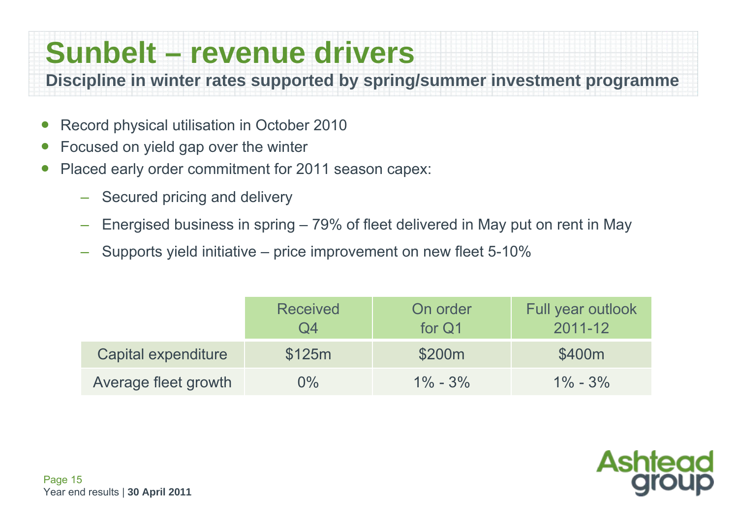# Sunbelt – revenue drivers

**Discipline in winter rates supported by spring/summer investment programme**

- Record physical utilisation in October 2010
- Focused on yield gap over the winter
- Placed early order commitment for 2011 season capex:
  - Secured pricing and delivery
  - Energised business in spring – 79% of fleet delivered in May put on rent in May
  - Supports yield initiative – price improvement on new fleet 5-10%

| | Received Q4 | On order for Q1 | Full year outlook 2011-12 |
|---|---|---|---|
| Capital expenditure | \$125m | \$200m | \$400m |
| Average fleet growth | 0% | 1% - 3% | 1% - 3% |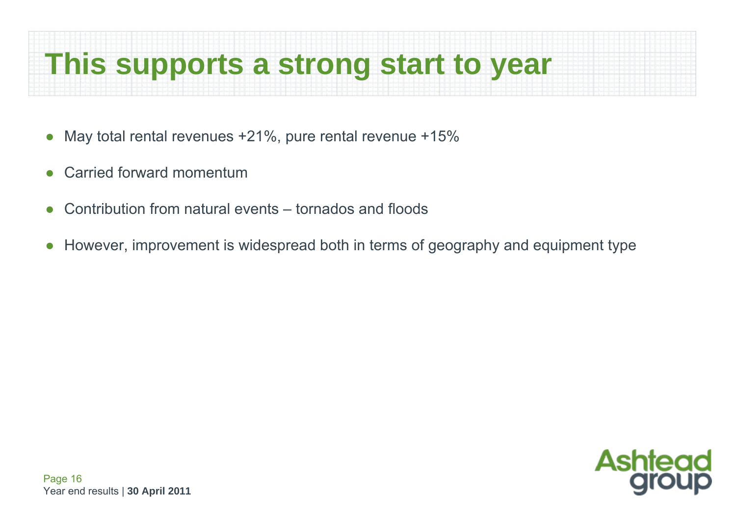# This supports a strong start to year

- May total rental revenues +21%, pure rental revenue +15%
- Carried forward momentum
- Contribution from natural events – tornados and floods
- However, improvement is widespread both in terms of geography and equipment type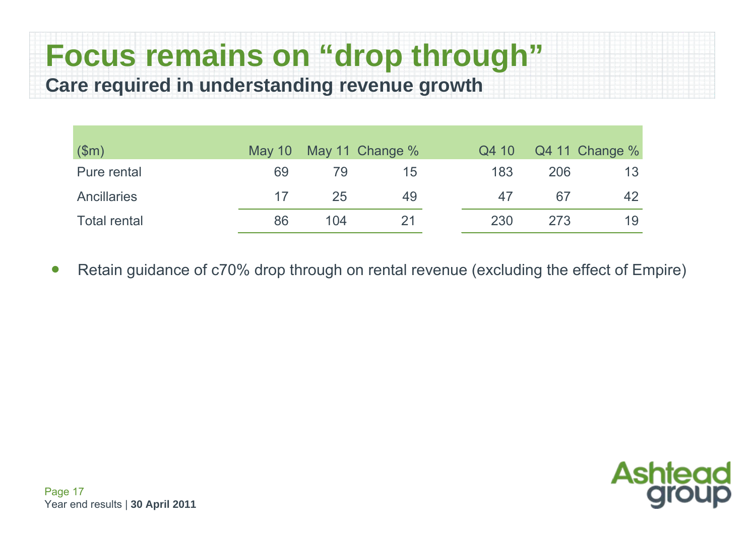# Focus remains on "drop through"

## Care required in understanding revenue growth

| ($m) | May 10 | May 11 | Change % | Q4 10 | Q4 11 | Change % |
|---|---|---|---|---|---|---|
| Pure rental | 69 | 79 | 15 | 183 | 206 | 13 |
| Ancillaries | 17 | 25 | 49 | 47 | 67 | 42 |
| Total rental | 86 | 104 | 21 | 230 | 273 | 19 |

- Retain guidance of c70% drop through on rental revenue (excluding the effect of Empire)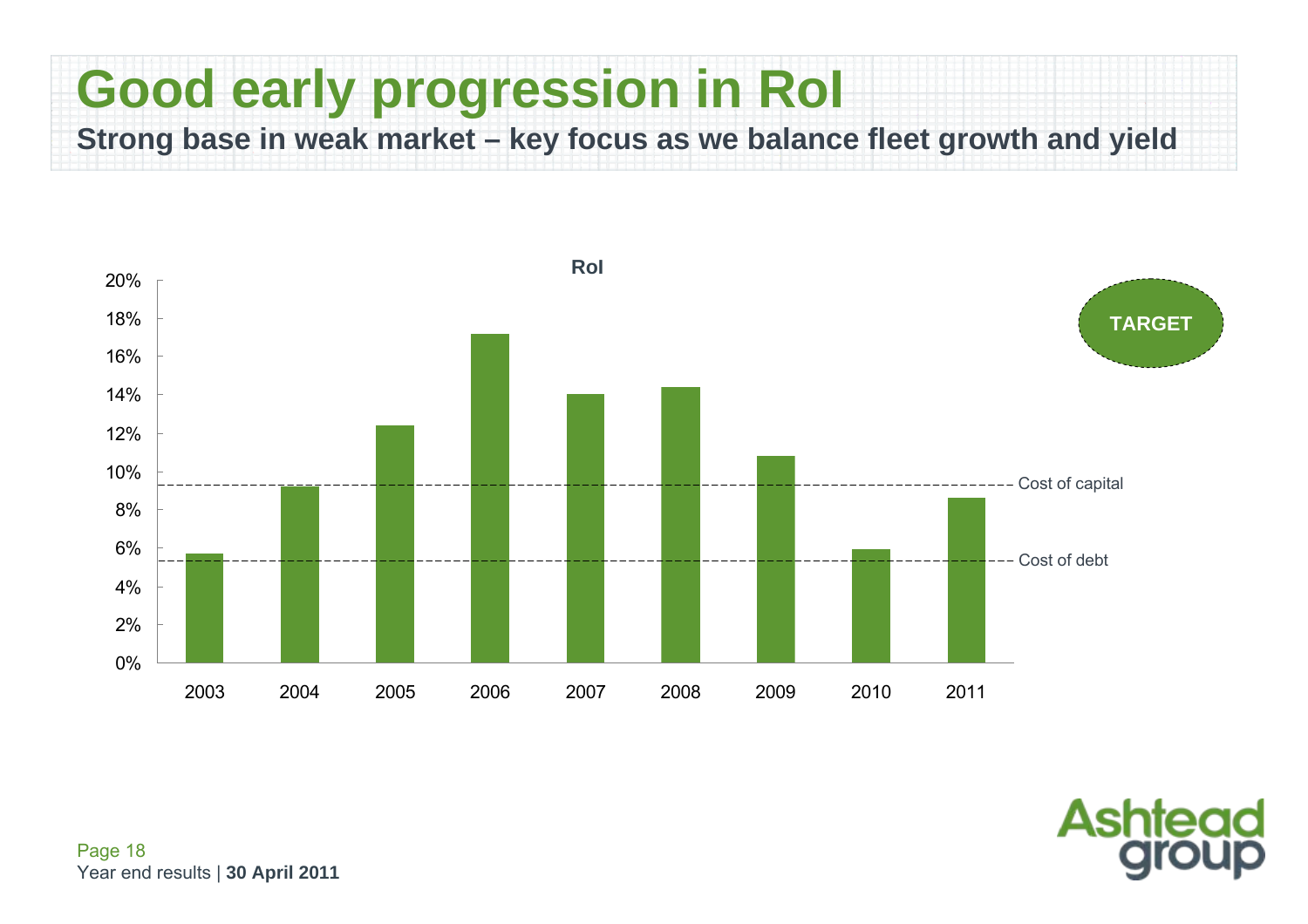# Good early progression in RoI

**Strong base in weak market – key focus as we balance fleet growth and yield**

**RoI**

| Year | RoI |
|---|---|
| 2003 | ~5.7% |
| 2004 | ~9.2% |
| 2005 | ~12.4% |
| 2006 | ~17.2% |
| 2007 | ~14.0% |
| 2008 | ~14.4% |
| 2009 | ~10.8% |
| 2010 | ~5.9% |
| 2011 | ~8.6% |

Cost of capital (approx. 9.3%)

Cost of debt (approx. 5.3%)

**TARGET**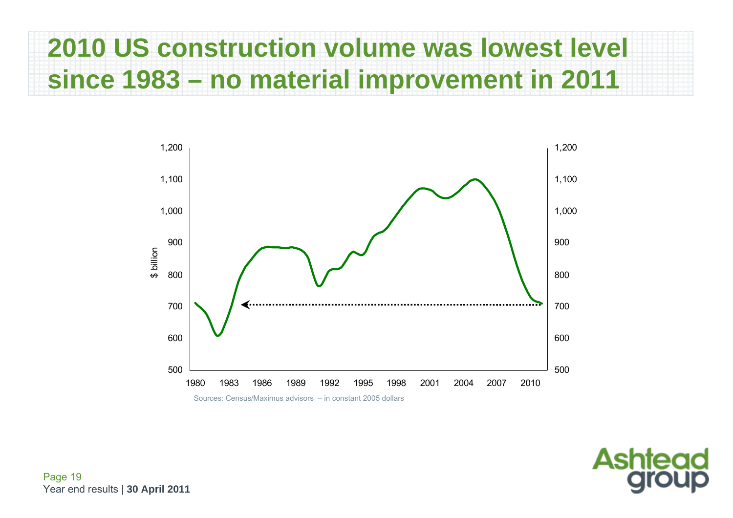# 2010 US construction volume was lowest level since 1983 – no material improvement in 2011

Sources: Census/Maximus advisors – in constant 2005 dollars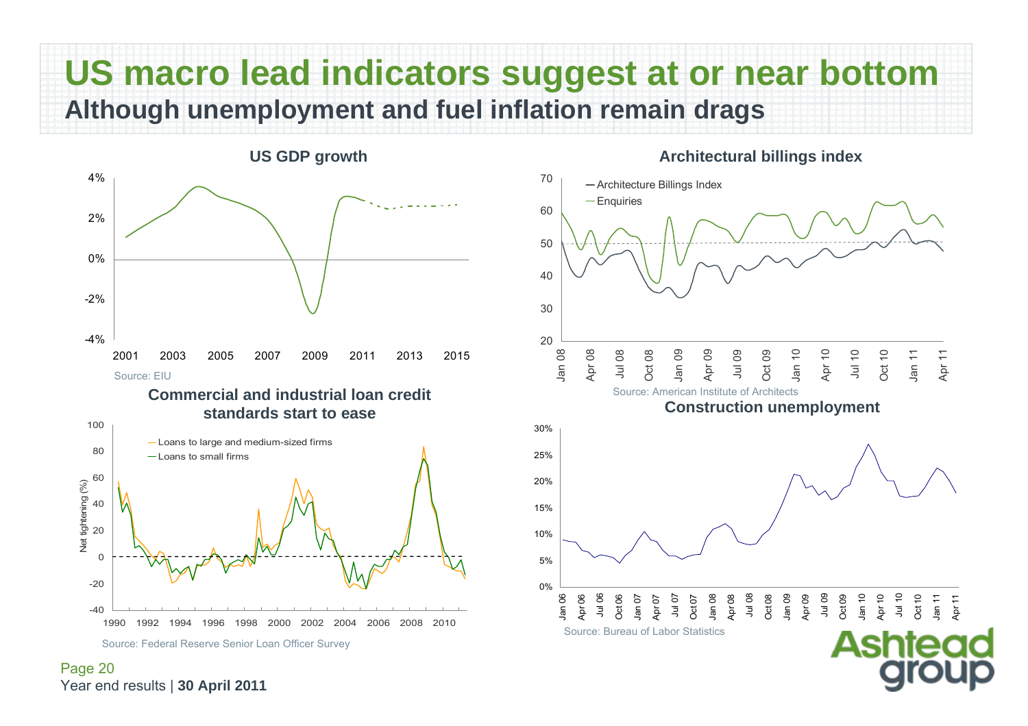# US macro lead indicators suggest at or near bottom

## Although unemployment and fuel inflation remain drags

### US GDP growth

Source: EIU

### Architectural billings index

- Architecture Billings Index
- Enquiries

Source: American Institute of Architects

### Commercial and industrial loan credit standards start to ease

- Loans to large and medium-sized firms
- Loans to small firms

Net tightening (%)

Source: Federal Reserve Senior Loan Officer Survey

### Construction unemployment

Source: Bureau of Labor Statistics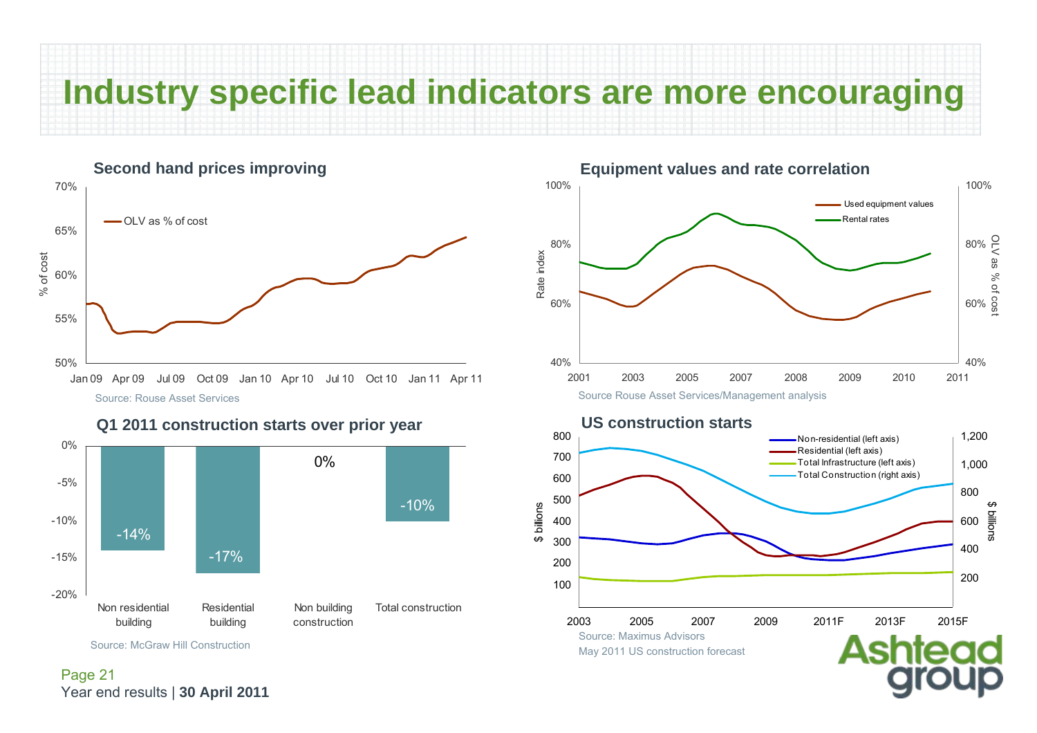# Industry specific lead indicators are more encouraging

## Second hand prices improving

OLV as % of cost

Source: Rouse Asset Services

## Equipment values and rate correlation

Used equipment values
Rental rates

Source Rouse Asset Services/Management analysis

## Q1 2011 construction starts over prior year

| Non residential building | Residential building | Non building construction | Total construction |
|---|---|---|---|
| -14% | -17% | 0% | -10% |

Source: McGraw Hill Construction

## US construction starts

Non-residential (left axis)
Residential (left axis)
Total Infrastructure (left axis)
Total Construction (right axis)

Source: Maximus Advisors
May 2011 US construction forecast

Year end results | **30 April 2011**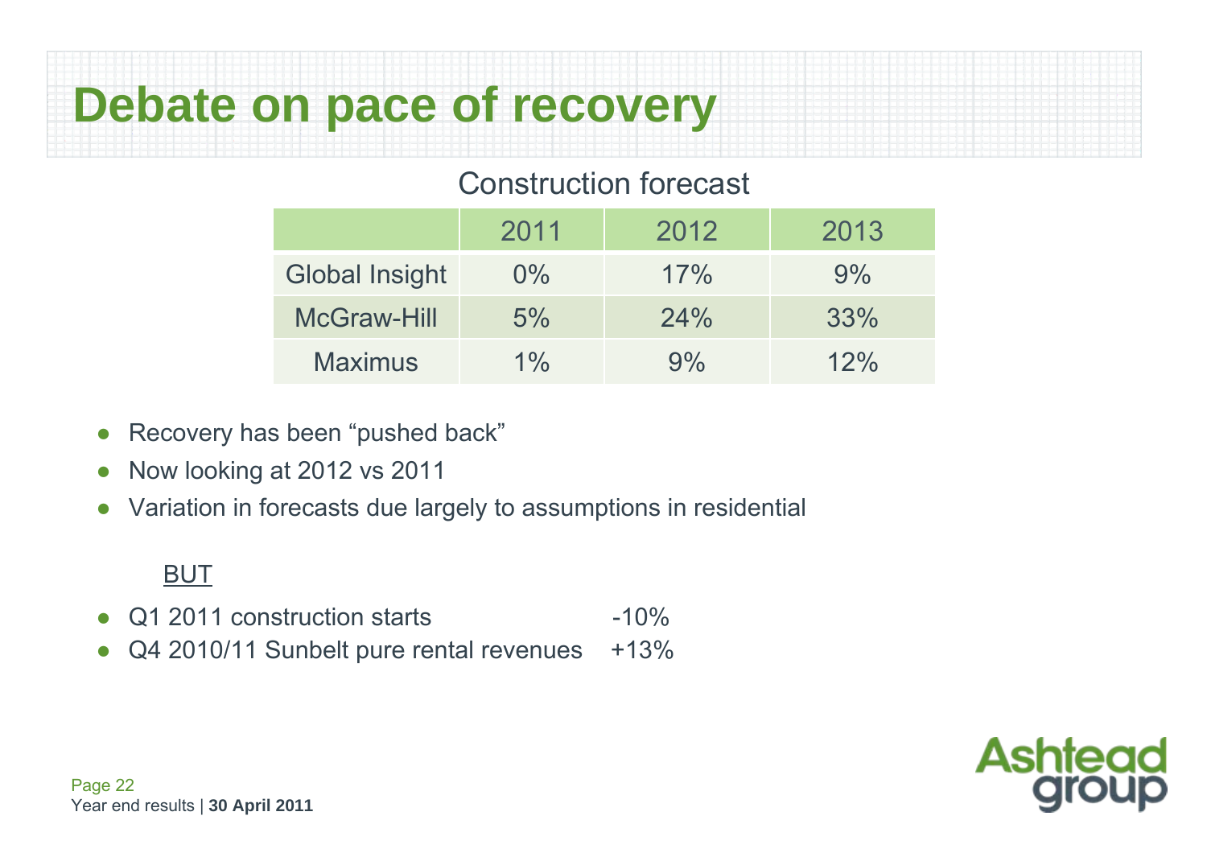# Debate on pace of recovery

## Construction forecast

| | 2011 | 2012 | 2013 |
|---|---|---|---|
| Global Insight | 0% | 17% | 9% |
| McGraw-Hill | 5% | 24% | 33% |
| Maximus | 1% | 9% | 12% |

- Recovery has been "pushed back"
- Now looking at 2012 vs 2011
- Variation in forecasts due largely to assumptions in residential

<u>BUT</u>

- Q1 2011 construction starts -10%
- Q4 2010/11 Sunbelt pure rental revenues +13%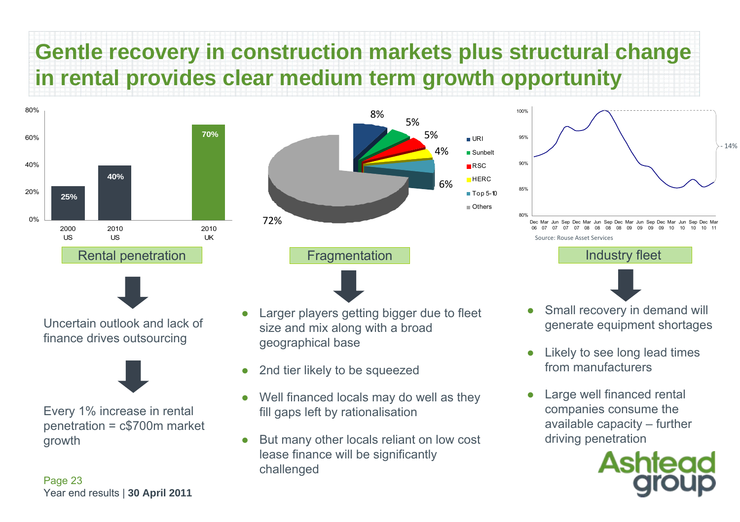# Gentle recovery in construction markets plus structural change in rental provides clear medium term growth opportunity

| | 2000 US | 2010 US | 2010 UK |
|---|---|---|---|
| Rental penetration | 25% | 40% | 70% |

**Rental penetration**

Uncertain outlook and lack of finance drives outsourcing

Every 1% increase in rental penetration = c$700m market growth

| Company | Share |
|---|---|
| URI | 8% |
| Sunbelt | 5% |
| RSC | 5% |
| HERC | 4% |
| Top 5-10 | 6% |
| Others | 72% |

**Fragmentation**

- Larger players getting bigger due to fleet size and mix along with a broad geographical base
- 2nd tier likely to be squeezed
- Well financed locals may do well as they fill gaps left by rationalisation
- But many other locals reliant on low cost lease finance will be significantly challenged

Industry fleet: - 14% (Dec 06 – Mar 11)

Source: Rouse Asset Services

**Industry fleet**

- Small recovery in demand will generate equipment shortages
- Likely to see long lead times from manufacturers
- Large well financed rental companies consume the available capacity – further driving penetration

Year end results | **30 April 2011**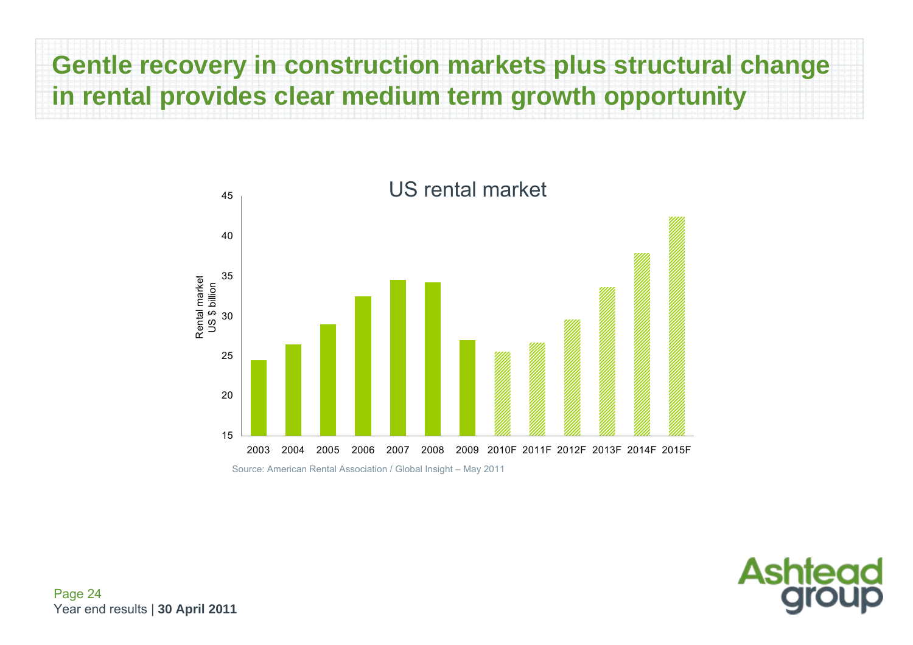# Gentle recovery in construction markets plus structural change in rental provides clear medium term growth opportunity

US rental market

Rental market US $ billion

| Year | Rental market (US $ billion) |
|---|---|
| 2003 | ~24.5 |
| 2004 | ~26.5 |
| 2005 | ~29 |
| 2006 | ~32.5 |
| 2007 | ~34.5 |
| 2008 | ~34.2 |
| 2009 | ~27 |
| 2010F | ~25.6 |
| 2011F | ~26.7 |
| 2012F | ~29.6 |
| 2013F | ~33.6 |
| 2014F | ~37.8 |
| 2015F | ~42.5 |

Source: American Rental Association / Global Insight – May 2011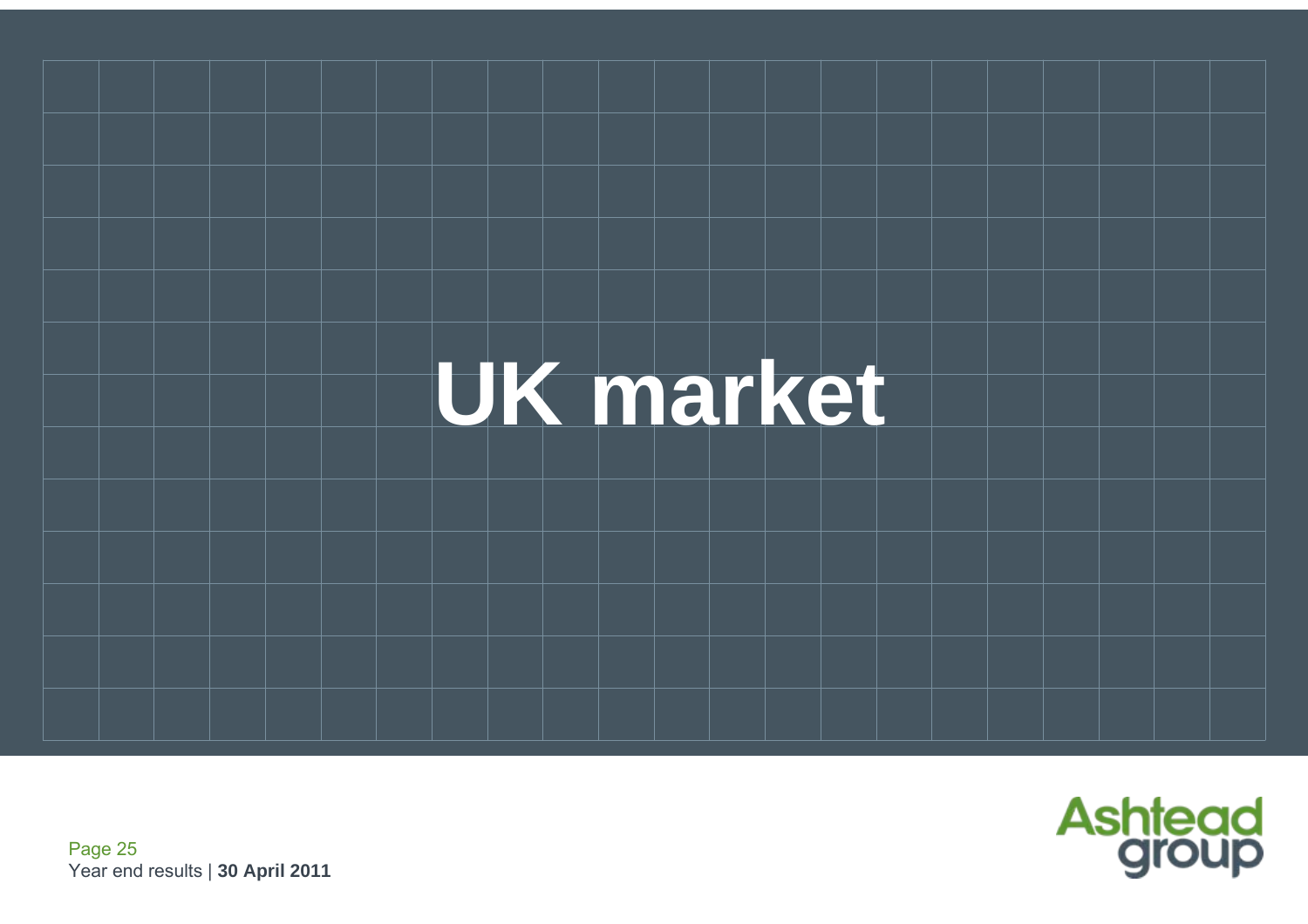# UK market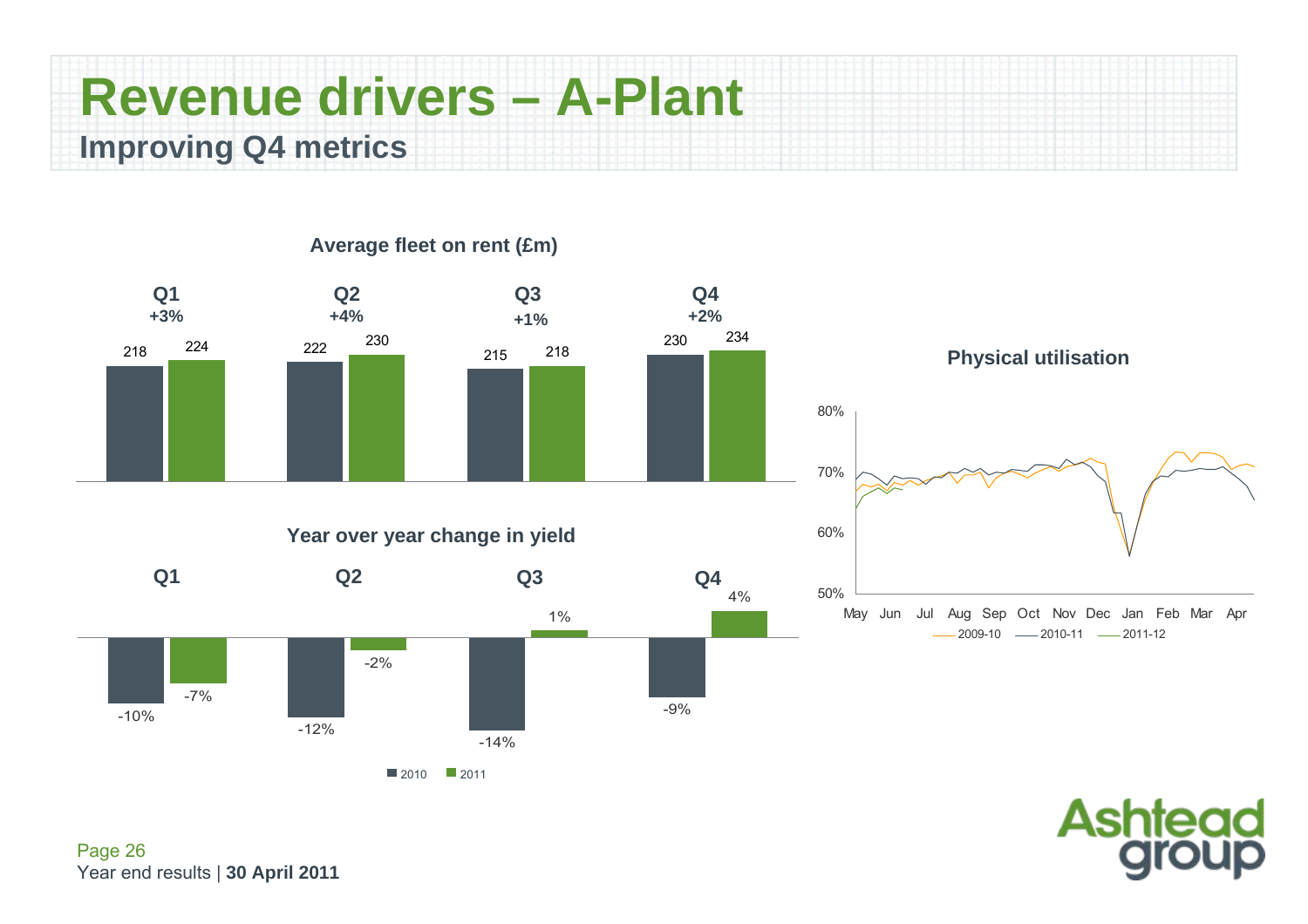# Revenue drivers – A-Plant

## Improving Q4 metrics

### Average fleet on rent (£m)

| | Q1 | Q2 | Q3 | Q4 |
|---|---|---|---|---|
| Change | +3% | +4% | +1% | +2% |
| 2010 | 218 | 222 | 215 | 230 |
| 2011 | 224 | 230 | 218 | 234 |

### Year over year change in yield

| | Q1 | Q2 | Q3 | Q4 |
|---|---|---|---|---|
| 2010 | -10% | -12% | -14% | -9% |
| 2011 | -7% | -2% | 1% | 4% |

### Physical utilisation

50% – 80%; May Jun Jul Aug Sep Oct Nov Dec Jan Feb Mar Apr

2009-10 2010-11 2011-12

Year end results | **30 April 2011**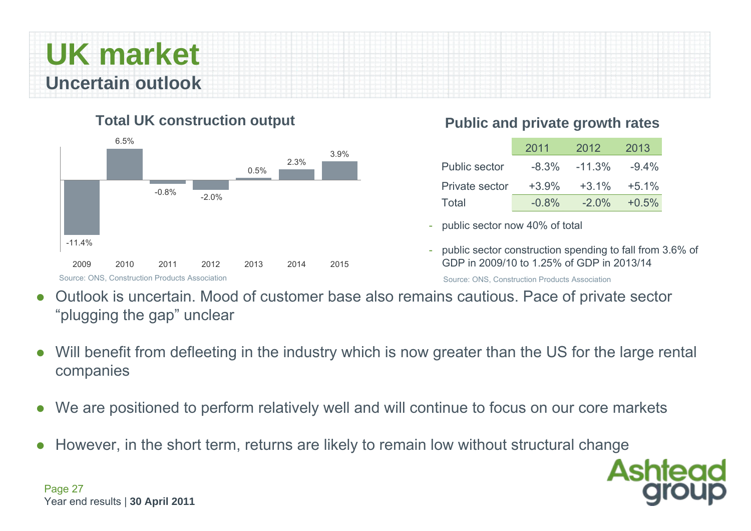# UK market

## Uncertain outlook

### Total UK construction output

| 2009 | 2010 | 2011 | 2012 | 2013 | 2014 | 2015 |
|---|---|---|---|---|---|---|
| -11.4% | 6.5% | -0.8% | -2.0% | 0.5% | 2.3% | 3.9% |

Source: ONS, Construction Products Association

### Public and private growth rates

| | 2011 | 2012 | 2013 |
|---|---|---|---|
| Public sector | -8.3% | -11.3% | -9.4% |
| Private sector | +3.9% | +3.1% | +5.1% |
| Total | -0.8% | -2.0% | +0.5% |

- public sector now 40% of total
- public sector construction spending to fall from 3.6% of GDP in 2009/10 to 1.25% of GDP in 2013/14

Source: ONS, Construction Products Association

- Outlook is uncertain. Mood of customer base also remains cautious. Pace of private sector "plugging the gap" unclear
- Will benefit from defleeting in the industry which is now greater than the US for the large rental companies
- We are positioned to perform relatively well and will continue to focus on our core markets
- However, in the short term, returns are likely to remain low without structural change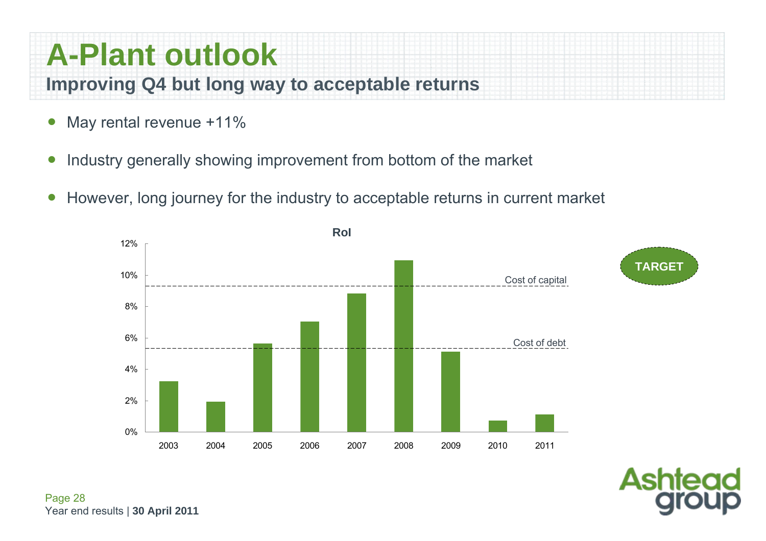# A-Plant outlook

## Improving Q4 but long way to acceptable returns

- May rental revenue +11%
- Industry generally showing improvement from bottom of the market
- However, long journey for the industry to acceptable returns in current market

**RoI**

| Year | RoI |
|---|---|
| 2003 | ~3.2% |
| 2004 | ~1.9% |
| 2005 | ~5.6% |
| 2006 | ~7.0% |
| 2007 | ~8.8% |
| 2008 | ~10.9% |
| 2009 | ~5.1% |
| 2010 | ~0.7% |
| 2011 | ~1.1% |

Cost of capital (~9.3%)

Cost of debt (~5.3%)

TARGET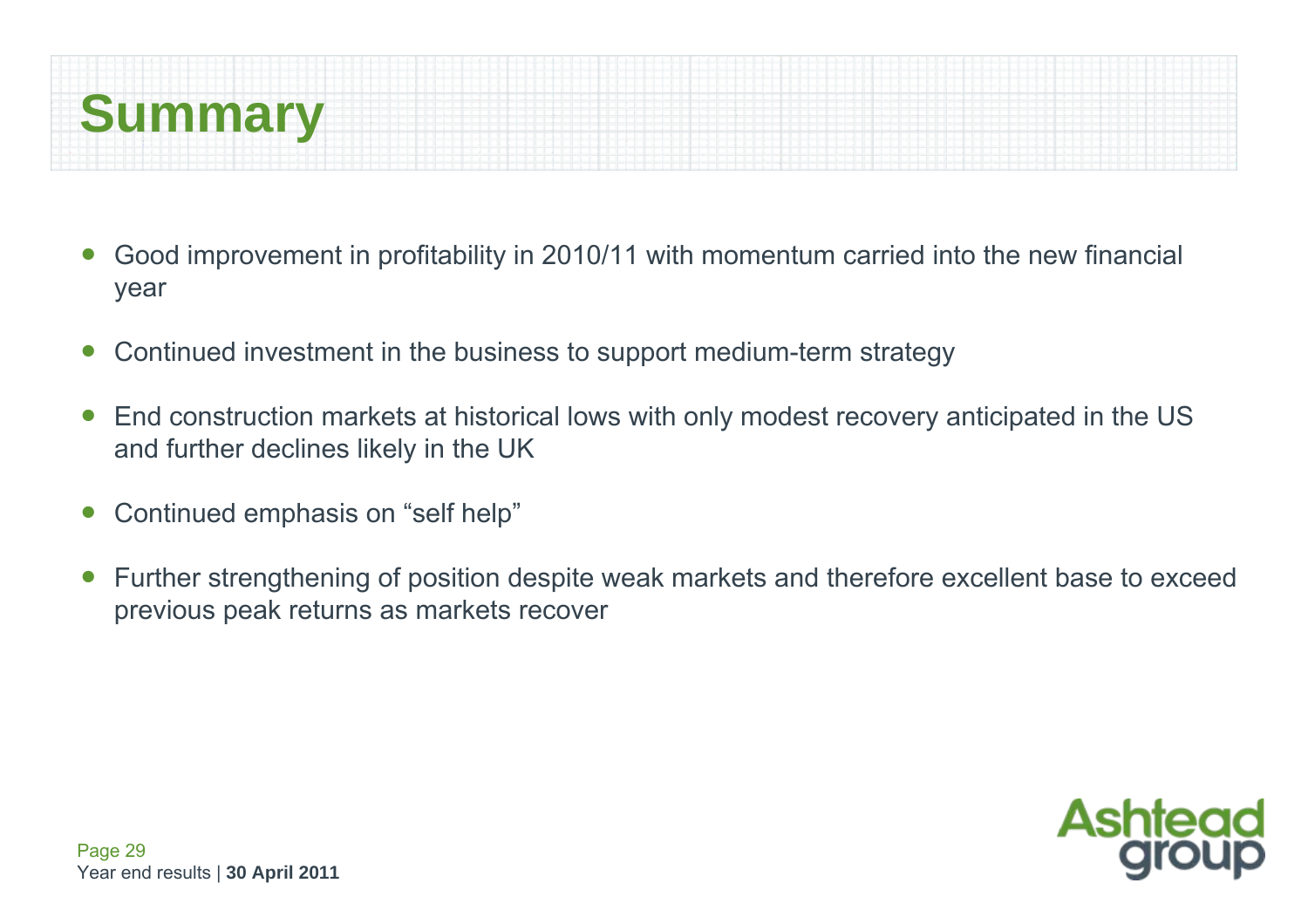# Summary

- Good improvement in profitability in 2010/11 with momentum carried into the new financial year
- Continued investment in the business to support medium-term strategy
- End construction markets at historical lows with only modest recovery anticipated in the US and further declines likely in the UK
- Continued emphasis on "self help"
- Further strengthening of position despite weak markets and therefore excellent base to exceed previous peak returns as markets recover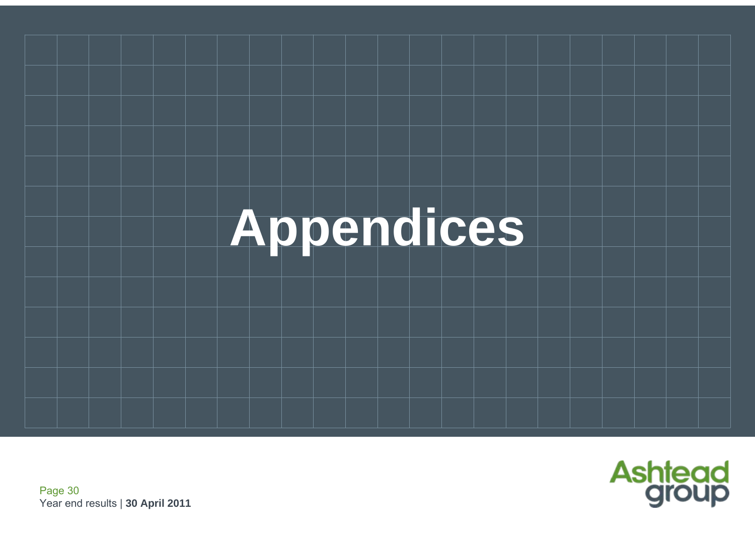# Appendices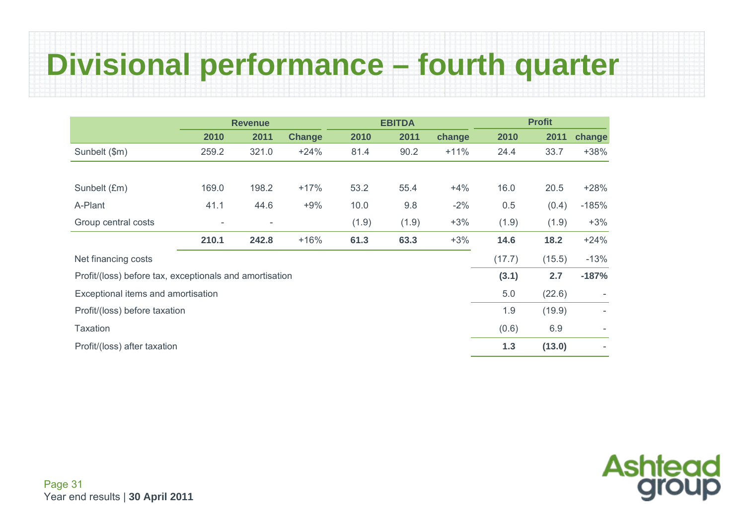# Divisional performance – fourth quarter

| | Revenue | | | EBITDA | | | Profit | | |
|---|---|---|---|---|---|---|---|---|---|
| | **2010** | **2011** | **Change** | **2010** | **2011** | **change** | **2010** | **2011** | **change** |
| Sunbelt ($m) | 259.2 | 321.0 | +24% | 81.4 | 90.2 | +11% | 24.4 | 33.7 | +38% |
| | | | | | | | | | |
| Sunbelt (£m) | 169.0 | 198.2 | +17% | 53.2 | 55.4 | +4% | 16.0 | 20.5 | +28% |
| A-Plant | 41.1 | 44.6 | +9% | 10.0 | 9.8 | -2% | 0.5 | (0.4) | -185% |
| Group central costs | - | - | | (1.9) | (1.9) | +3% | (1.9) | (1.9) | +3% |
| | **210.1** | **242.8** | +16% | **61.3** | **63.3** | +3% | **14.6** | **18.2** | +24% |
| Net financing costs | | | | | | | (17.7) | (15.5) | -13% |
| Profit/(loss) before tax, exceptionals and amortisation | | | | | | | **(3.1)** | **2.7** | **-187%** |
| Exceptional items and amortisation | | | | | | | 5.0 | (22.6) | - |
| Profit/(loss) before taxation | | | | | | | 1.9 | (19.9) | - |
| Taxation | | | | | | | (0.6) | 6.9 | - |
| Profit/(loss) after taxation | | | | | | | **1.3** | **(13.0)** | - |

Year end results | **30 April 2011**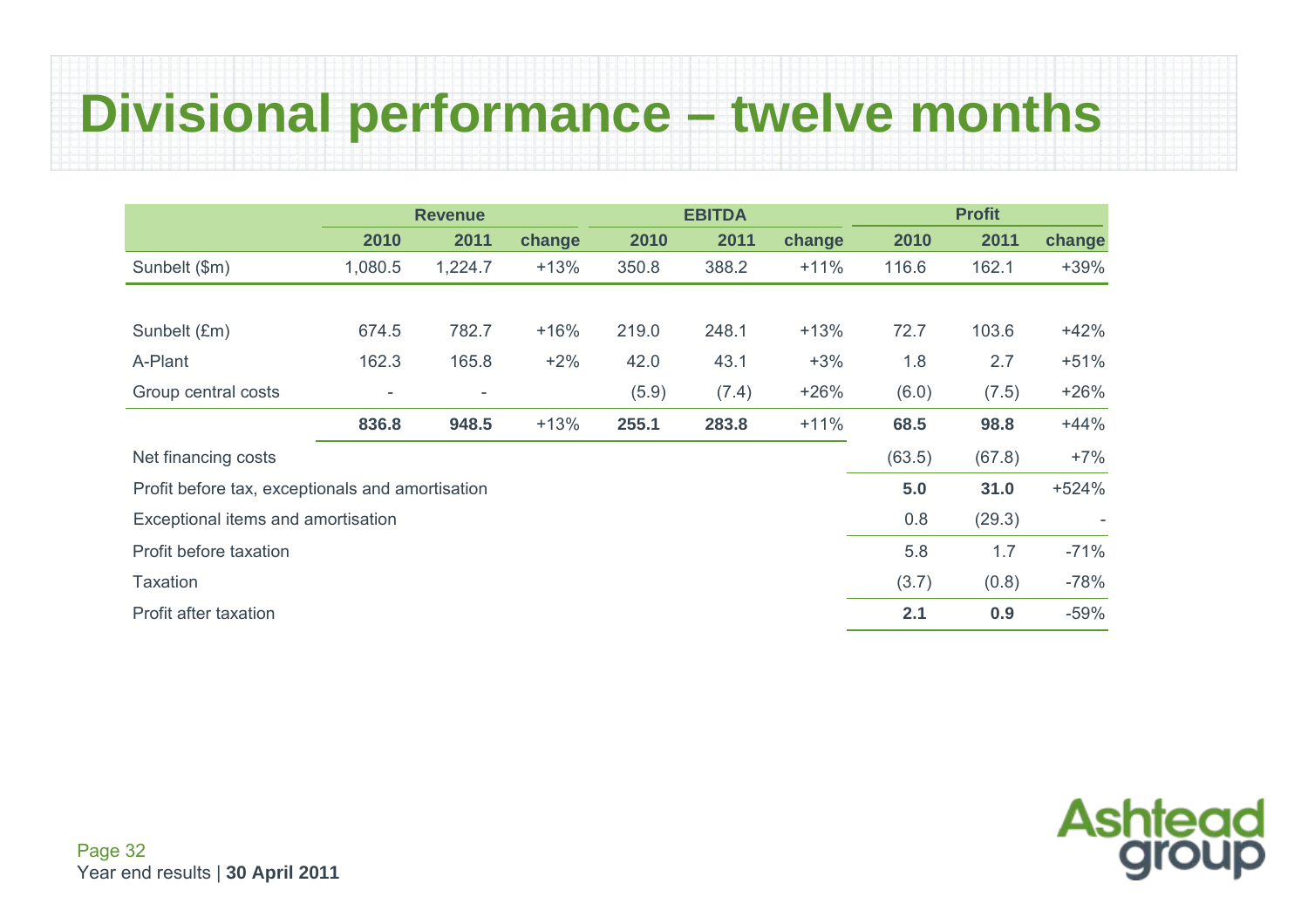# Divisional performance – twelve months

| | Revenue | | | EBITDA | | | Profit | | |
|---|---|---|---|---|---|---|---|---|---|
| | 2010 | 2011 | change | 2010 | 2011 | change | 2010 | 2011 | change |
| Sunbelt ($m) | 1,080.5 | 1,224.7 | +13% | 350.8 | 388.2 | +11% | 116.6 | 162.1 | +39% |
| | | | | | | | | | |
| Sunbelt (£m) | 674.5 | 782.7 | +16% | 219.0 | 248.1 | +13% | 72.7 | 103.6 | +42% |
| A-Plant | 162.3 | 165.8 | +2% | 42.0 | 43.1 | +3% | 1.8 | 2.7 | +51% |
| Group central costs | - | - | | (5.9) | (7.4) | +26% | (6.0) | (7.5) | +26% |
| | **836.8** | **948.5** | +13% | **255.1** | **283.8** | +11% | **68.5** | **98.8** | +44% |
| Net financing costs | | | | | | | (63.5) | (67.8) | +7% |
| Profit before tax, exceptionals and amortisation | | | | | | | **5.0** | **31.0** | +524% |
| Exceptional items and amortisation | | | | | | | 0.8 | (29.3) | - |
| Profit before taxation | | | | | | | 5.8 | 1.7 | -71% |
| Taxation | | | | | | | (3.7) | (0.8) | -78% |
| Profit after taxation | | | | | | | **2.1** | **0.9** | -59% |

Year end results | **30 April 2011**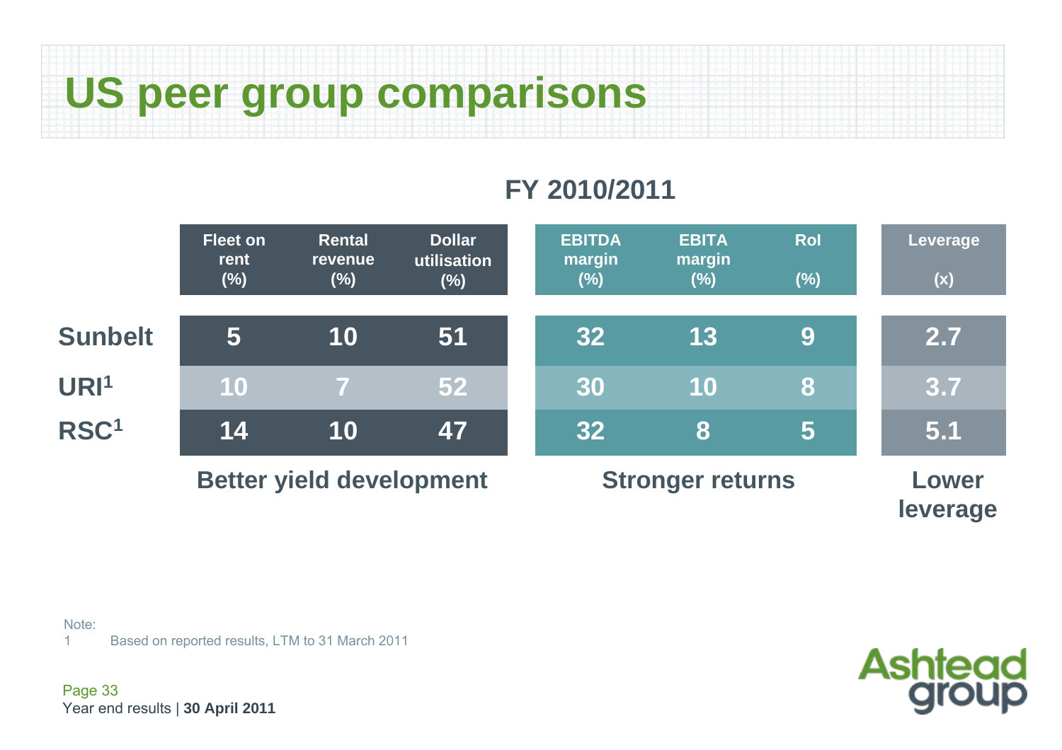# US peer group comparisons

## FY 2010/2011

| | Fleet on rent (%) | Rental revenue (%) | Dollar utilisation (%) | EBITDA margin (%) | EBITA margin (%) | RoI (%) | Leverage (x) |
|---|---|---|---|---|---|---|---|
| Sunbelt | 5 | 10 | 51 | 32 | 13 | 9 | 2.7 |
| URI[1] | 10 | 7 | 52 | 30 | 10 | 8 | 3.7 |
| RSC[1] | 14 | 10 | 47 | 32 | 8 | 5 | 5.1 |
| | Better yield development | | | Stronger returns | | | Lower leverage |

Note:

1 Based on reported results, LTM to 31 March 2011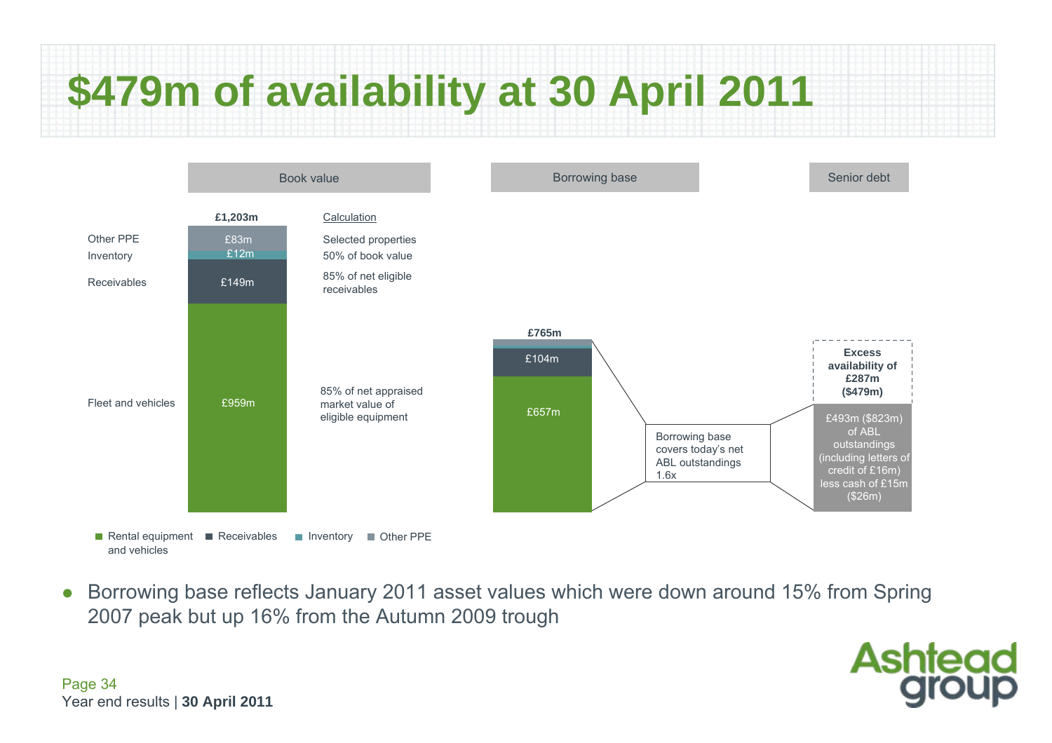# $479m of availability at 30 April 2011

| | Book value | Calculation |
|---|---|---|
| | **£1,203m** | |
| Other PPE | £83m | Selected properties |
| Inventory | £12m | 50% of book value |
| Receivables | £149m | 85% of net eligible receivables |
| Fleet and vehicles | £959m | 85% of net appraised market value of eligible equipment |

**Borrowing base**

**£765m**

- £104m
- £657m

Borrowing base covers today's net ABL outstandings 1.6x

**Senior debt**

**Excess availability of £287m ($479m)**

£493m ($823m) of ABL outstandings (including letters of credit of £16m) less cash of £15m ($26m)

Legend: Rental equipment and vehicles | Receivables | Inventory | Other PPE

- Borrowing base reflects January 2011 asset values which were down around 15% from Spring 2007 peak but up 16% from the Autumn 2009 trough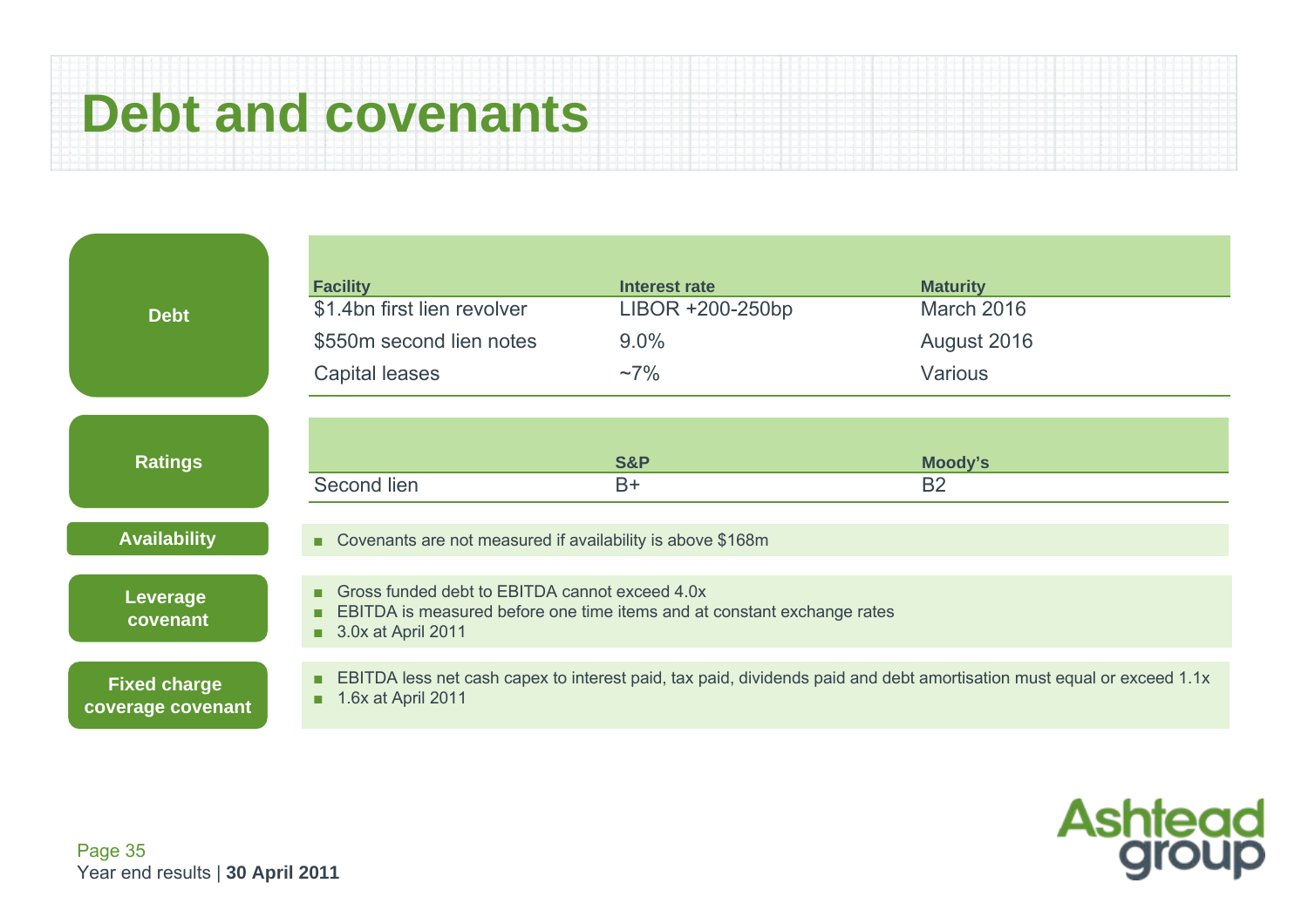# Debt and covenants

**Debt**

| Facility | Interest rate | Maturity |
|---|---|---|
| $1.4bn first lien revolver | LIBOR +200-250bp | March 2016 |
| $550m second lien notes | 9.0% | August 2016 |
| Capital leases | ~7% | Various |

**Ratings**

| | S&P | Moody's |
|---|---|---|
| Second lien | B+ | B2 |

**Availability**

- Covenants are not measured if availability is above $168m

**Leverage covenant**

- Gross funded debt to EBITDA cannot exceed 4.0x
- EBITDA is measured before one time items and at constant exchange rates
- 3.0x at April 2011

**Fixed charge coverage covenant**

- EBITDA less net cash capex to interest paid, tax paid, dividends paid and debt amortisation must equal or exceed 1.1x
- 1.6x at April 2011